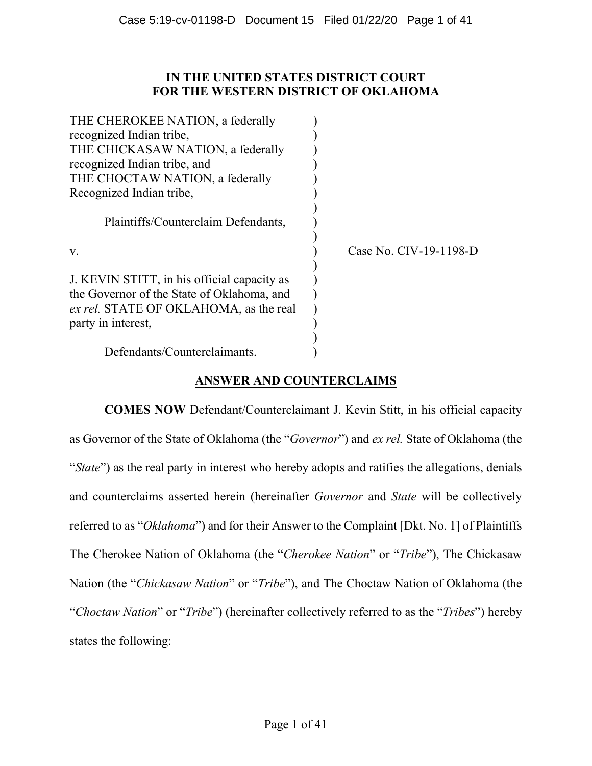**IN THE UNITED STATES DISTRICT COURT**
**FOR THE WESTERN DISTRICT OF OKLAHOMA**

THE CHEROKEE NATION, a federally recognized Indian tribe,
THE CHICKASAW NATION, a federally recognized Indian tribe, and
THE CHOCTAW NATION, a federally Recognized Indian tribe,

Plaintiffs/Counterclaim Defendants,

v.

J. KEVIN STITT, in his official capacity as the Governor of the State of Oklahoma, and *ex rel.* STATE OF OKLAHOMA, as the real party in interest,

Defendants/Counterclaimants.

Case No. CIV-19-1198-D

## ANSWER AND COUNTERCLAIMS

**COMES NOW** Defendant/Counterclaimant J. Kevin Stitt, in his official capacity as Governor of the State of Oklahoma (the "*Governor*") and *ex rel.* State of Oklahoma (the "*State*") as the real party in interest who hereby adopts and ratifies the allegations, denials and counterclaims asserted herein (hereinafter *Governor* and *State* will be collectively referred to as "*Oklahoma*") and for their Answer to the Complaint [Dkt. No. 1] of Plaintiffs The Cherokee Nation of Oklahoma (the "*Cherokee Nation*" or "*Tribe*"), The Chickasaw Nation (the "*Chickasaw Nation*" or "*Tribe*"), and The Choctaw Nation of Oklahoma (the "*Choctaw Nation*" or "*Tribe*") (hereinafter collectively referred to as the "*Tribes*") hereby states the following: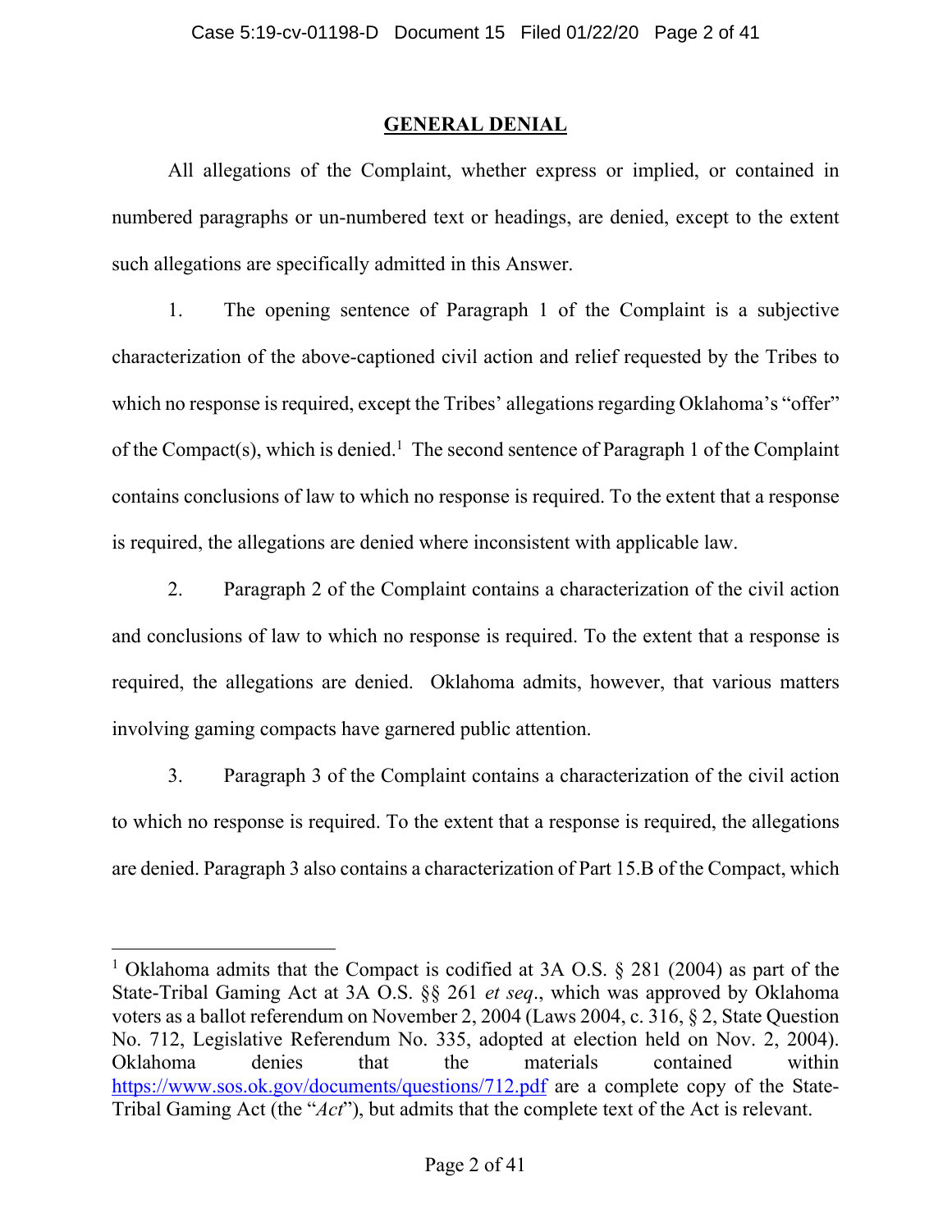## GENERAL DENIAL

All allegations of the Complaint, whether express or implied, or contained in numbered paragraphs or un-numbered text or headings, are denied, except to the extent such allegations are specifically admitted in this Answer.

1. The opening sentence of Paragraph 1 of the Complaint is a subjective characterization of the above-captioned civil action and relief requested by the Tribes to which no response is required, except the Tribes' allegations regarding Oklahoma's "offer" of the Compact(s), which is denied.[1] The second sentence of Paragraph 1 of the Complaint contains conclusions of law to which no response is required. To the extent that a response is required, the allegations are denied where inconsistent with applicable law.

2. Paragraph 2 of the Complaint contains a characterization of the civil action and conclusions of law to which no response is required. To the extent that a response is required, the allegations are denied. Oklahoma admits, however, that various matters involving gaming compacts have garnered public attention.

3. Paragraph 3 of the Complaint contains a characterization of the civil action to which no response is required. To the extent that a response is required, the allegations are denied. Paragraph 3 also contains a characterization of Part 15.B of the Compact, which

---

[1] Oklahoma admits that the Compact is codified at 3A O.S. § 281 (2004) as part of the State-Tribal Gaming Act at 3A O.S. §§ 261 *et seq*., which was approved by Oklahoma voters as a ballot referendum on November 2, 2004 (Laws 2004, c. 316, § 2, State Question No. 712, Legislative Referendum No. 335, adopted at election held on Nov. 2, 2004). Oklahoma denies that the materials contained within https://www.sos.ok.gov/documents/questions/712.pdf are a complete copy of the State-Tribal Gaming Act (the "*Act*"), but admits that the complete text of the Act is relevant.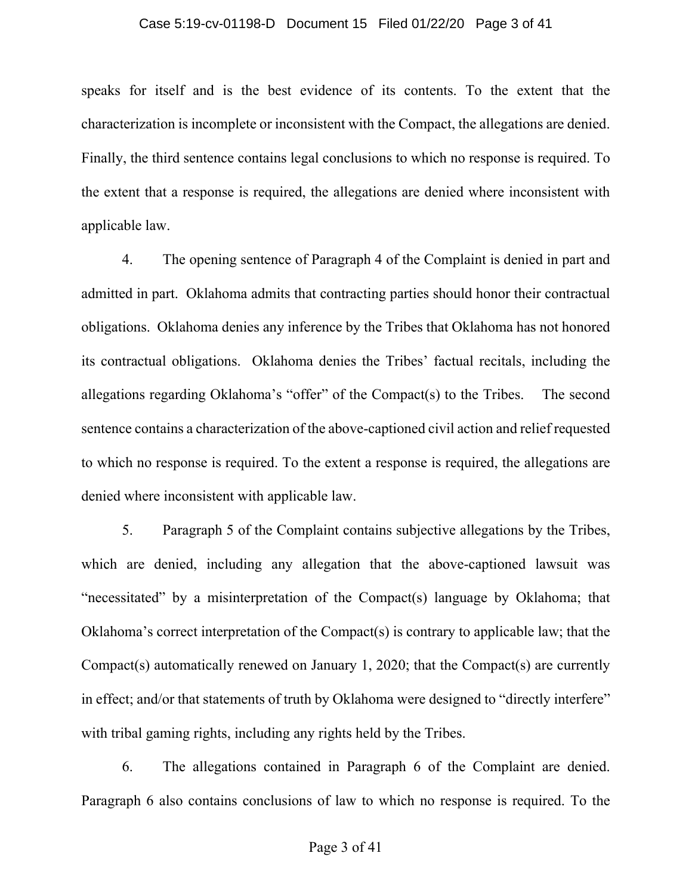speaks for itself and is the best evidence of its contents. To the extent that the characterization is incomplete or inconsistent with the Compact, the allegations are denied. Finally, the third sentence contains legal conclusions to which no response is required. To the extent that a response is required, the allegations are denied where inconsistent with applicable law.

4. The opening sentence of Paragraph 4 of the Complaint is denied in part and admitted in part. Oklahoma admits that contracting parties should honor their contractual obligations. Oklahoma denies any inference by the Tribes that Oklahoma has not honored its contractual obligations. Oklahoma denies the Tribes' factual recitals, including the allegations regarding Oklahoma's "offer" of the Compact(s) to the Tribes. The second sentence contains a characterization of the above-captioned civil action and relief requested to which no response is required. To the extent a response is required, the allegations are denied where inconsistent with applicable law.

5. Paragraph 5 of the Complaint contains subjective allegations by the Tribes, which are denied, including any allegation that the above-captioned lawsuit was "necessitated" by a misinterpretation of the Compact(s) language by Oklahoma; that Oklahoma's correct interpretation of the Compact(s) is contrary to applicable law; that the Compact(s) automatically renewed on January 1, 2020; that the Compact(s) are currently in effect; and/or that statements of truth by Oklahoma were designed to "directly interfere" with tribal gaming rights, including any rights held by the Tribes.

6. The allegations contained in Paragraph 6 of the Complaint are denied. Paragraph 6 also contains conclusions of law to which no response is required. To the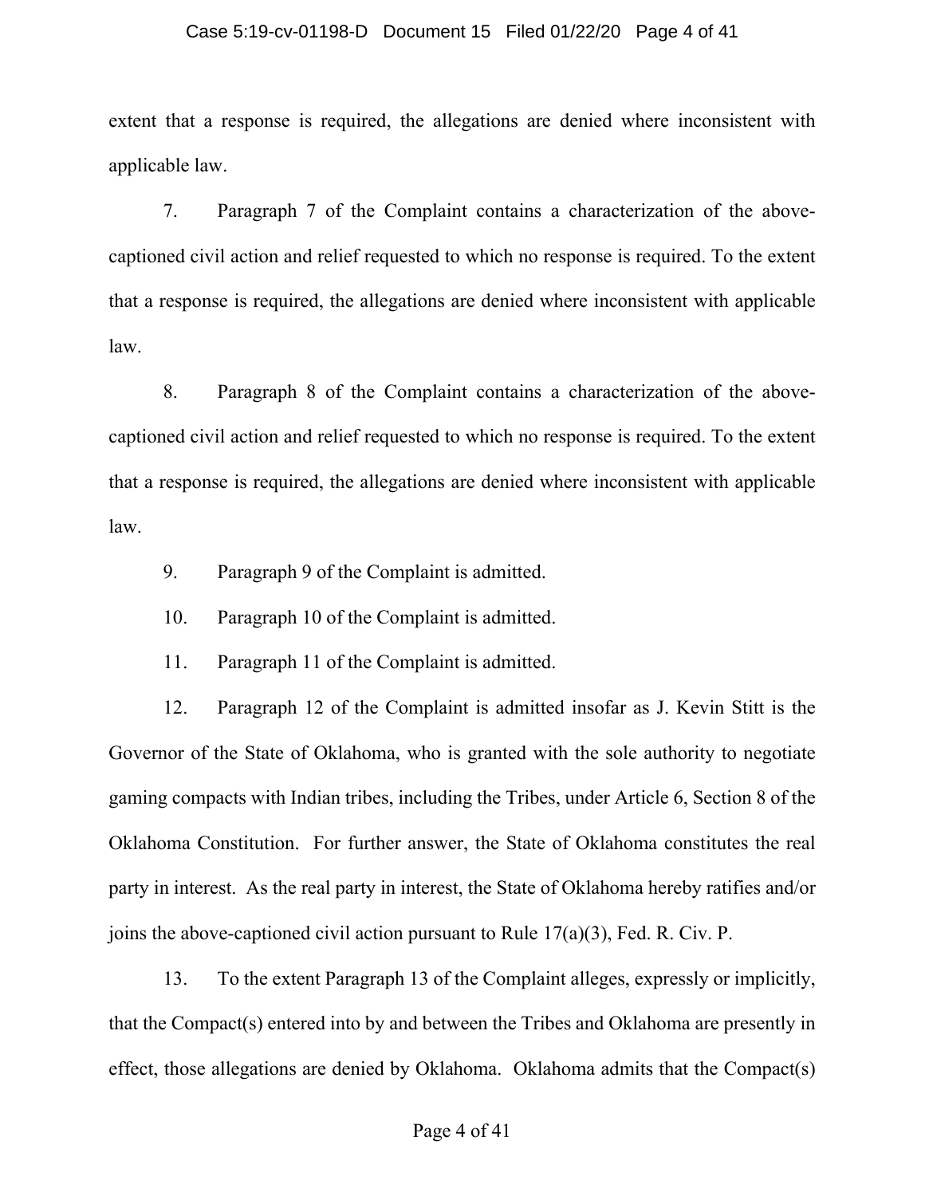extent that a response is required, the allegations are denied where inconsistent with applicable law.

7. Paragraph 7 of the Complaint contains a characterization of the above-captioned civil action and relief requested to which no response is required. To the extent that a response is required, the allegations are denied where inconsistent with applicable law.

8. Paragraph 8 of the Complaint contains a characterization of the above-captioned civil action and relief requested to which no response is required. To the extent that a response is required, the allegations are denied where inconsistent with applicable law.

9. Paragraph 9 of the Complaint is admitted.

10. Paragraph 10 of the Complaint is admitted.

11. Paragraph 11 of the Complaint is admitted.

12. Paragraph 12 of the Complaint is admitted insofar as J. Kevin Stitt is the Governor of the State of Oklahoma, who is granted with the sole authority to negotiate gaming compacts with Indian tribes, including the Tribes, under Article 6, Section 8 of the Oklahoma Constitution. For further answer, the State of Oklahoma constitutes the real party in interest. As the real party in interest, the State of Oklahoma hereby ratifies and/or joins the above-captioned civil action pursuant to Rule 17(a)(3), Fed. R. Civ. P.

13. To the extent Paragraph 13 of the Complaint alleges, expressly or implicitly, that the Compact(s) entered into by and between the Tribes and Oklahoma are presently in effect, those allegations are denied by Oklahoma. Oklahoma admits that the Compact(s)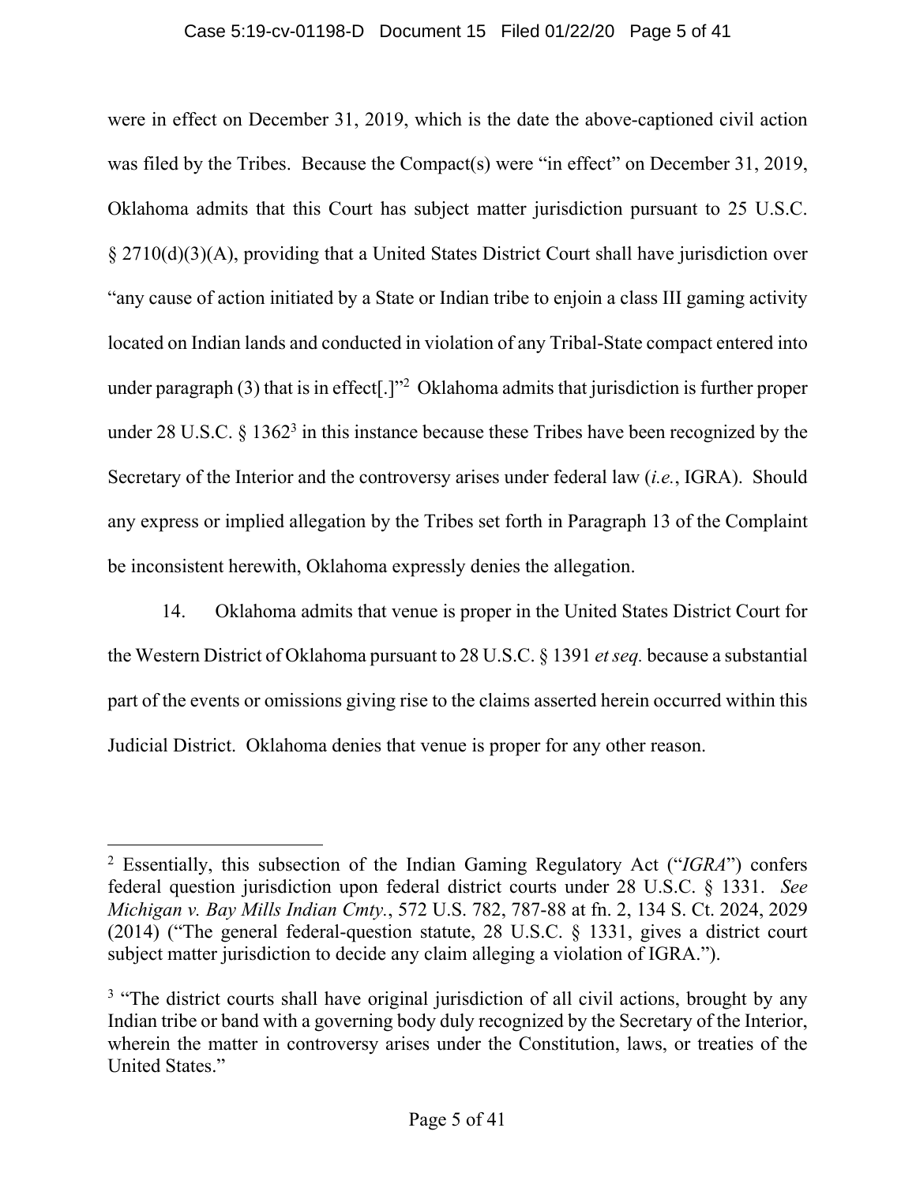were in effect on December 31, 2019, which is the date the above-captioned civil action was filed by the Tribes. Because the Compact(s) were "in effect" on December 31, 2019, Oklahoma admits that this Court has subject matter jurisdiction pursuant to 25 U.S.C. § 2710(d)(3)(A), providing that a United States District Court shall have jurisdiction over "any cause of action initiated by a State or Indian tribe to enjoin a class III gaming activity located on Indian lands and conducted in violation of any Tribal-State compact entered into under paragraph (3) that is in effect[.]"[2] Oklahoma admits that jurisdiction is further proper under 28 U.S.C. § 1362[3] in this instance because these Tribes have been recognized by the Secretary of the Interior and the controversy arises under federal law (*i.e.*, IGRA). Should any express or implied allegation by the Tribes set forth in Paragraph 13 of the Complaint be inconsistent herewith, Oklahoma expressly denies the allegation.

14. Oklahoma admits that venue is proper in the United States District Court for the Western District of Oklahoma pursuant to 28 U.S.C. § 1391 *et seq.* because a substantial part of the events or omissions giving rise to the claims asserted herein occurred within this Judicial District. Oklahoma denies that venue is proper for any other reason.

---

[2] Essentially, this subsection of the Indian Gaming Regulatory Act ("*IGRA*") confers federal question jurisdiction upon federal district courts under 28 U.S.C. § 1331. *See Michigan v. Bay Mills Indian Cmty.*, 572 U.S. 782, 787-88 at fn. 2, 134 S. Ct. 2024, 2029 (2014) ("The general federal-question statute, 28 U.S.C. § 1331, gives a district court subject matter jurisdiction to decide any claim alleging a violation of IGRA.").

[3] "The district courts shall have original jurisdiction of all civil actions, brought by any Indian tribe or band with a governing body duly recognized by the Secretary of the Interior, wherein the matter in controversy arises under the Constitution, laws, or treaties of the United States."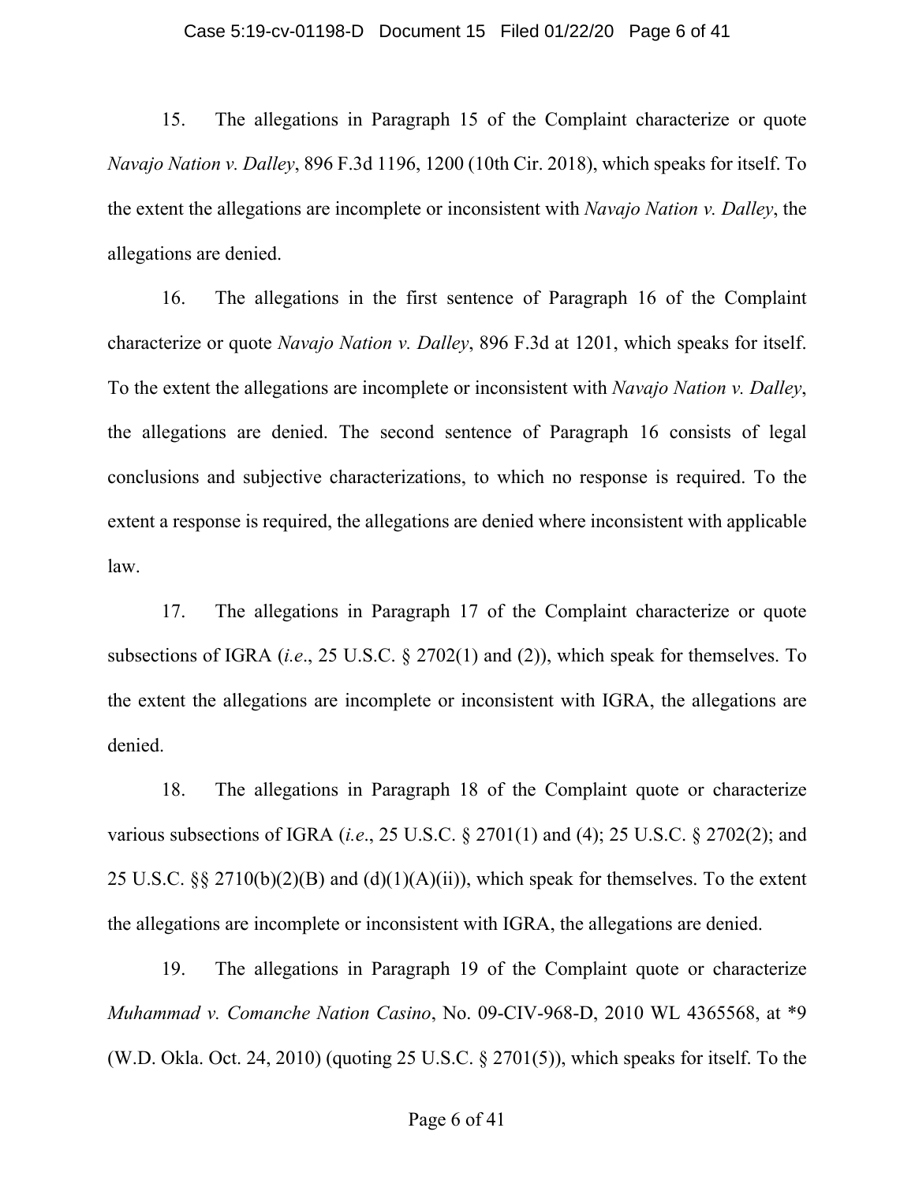15. The allegations in Paragraph 15 of the Complaint characterize or quote *Navajo Nation v. Dalley*, 896 F.3d 1196, 1200 (10th Cir. 2018), which speaks for itself. To the extent the allegations are incomplete or inconsistent with *Navajo Nation v. Dalley*, the allegations are denied.

16. The allegations in the first sentence of Paragraph 16 of the Complaint characterize or quote *Navajo Nation v. Dalley*, 896 F.3d at 1201, which speaks for itself. To the extent the allegations are incomplete or inconsistent with *Navajo Nation v. Dalley*, the allegations are denied. The second sentence of Paragraph 16 consists of legal conclusions and subjective characterizations, to which no response is required. To the extent a response is required, the allegations are denied where inconsistent with applicable law.

17. The allegations in Paragraph 17 of the Complaint characterize or quote subsections of IGRA (*i.e*., 25 U.S.C. § 2702(1) and (2)), which speak for themselves. To the extent the allegations are incomplete or inconsistent with IGRA, the allegations are denied.

18. The allegations in Paragraph 18 of the Complaint quote or characterize various subsections of IGRA (*i.e*., 25 U.S.C. § 2701(1) and (4); 25 U.S.C. § 2702(2); and 25 U.S.C. §§ 2710(b)(2)(B) and (d)(1)(A)(ii)), which speak for themselves. To the extent the allegations are incomplete or inconsistent with IGRA, the allegations are denied.

19. The allegations in Paragraph 19 of the Complaint quote or characterize *Muhammad v. Comanche Nation Casino*, No. 09-CIV-968-D, 2010 WL 4365568, at *9 (W.D. Okla. Oct. 24, 2010) (quoting 25 U.S.C. § 2701(5)), which speaks for itself. To the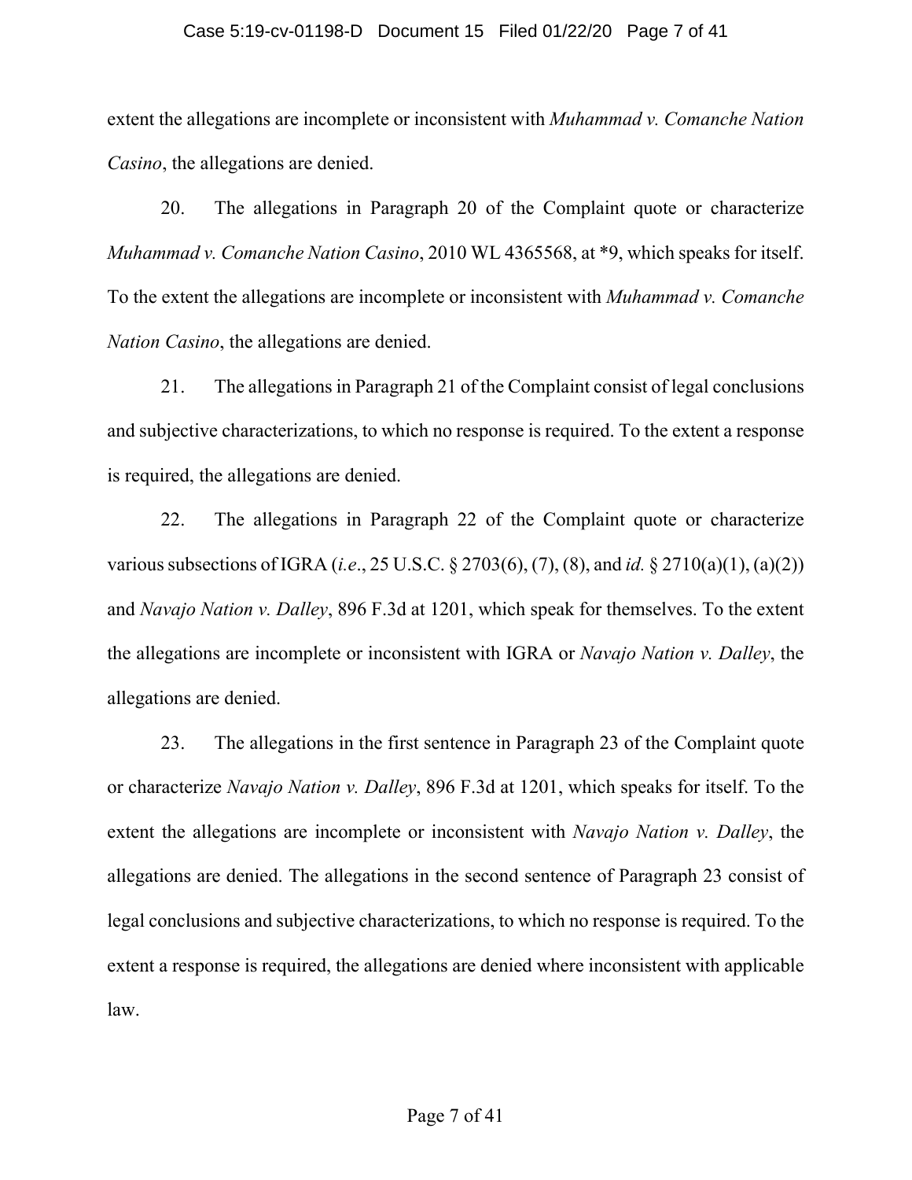extent the allegations are incomplete or inconsistent with *Muhammad v. Comanche Nation Casino*, the allegations are denied.

20. The allegations in Paragraph 20 of the Complaint quote or characterize *Muhammad v. Comanche Nation Casino*, 2010 WL 4365568, at *9, which speaks for itself. To the extent the allegations are incomplete or inconsistent with *Muhammad v. Comanche Nation Casino*, the allegations are denied.

21. The allegations in Paragraph 21 of the Complaint consist of legal conclusions and subjective characterizations, to which no response is required. To the extent a response is required, the allegations are denied.

22. The allegations in Paragraph 22 of the Complaint quote or characterize various subsections of IGRA (*i.e*., 25 U.S.C. § 2703(6), (7), (8), and *id.* § 2710(a)(1), (a)(2)) and *Navajo Nation v. Dalley*, 896 F.3d at 1201, which speak for themselves. To the extent the allegations are incomplete or inconsistent with IGRA or *Navajo Nation v. Dalley*, the allegations are denied.

23. The allegations in the first sentence in Paragraph 23 of the Complaint quote or characterize *Navajo Nation v. Dalley*, 896 F.3d at 1201, which speaks for itself. To the extent the allegations are incomplete or inconsistent with *Navajo Nation v. Dalley*, the allegations are denied. The allegations in the second sentence of Paragraph 23 consist of legal conclusions and subjective characterizations, to which no response is required. To the extent a response is required, the allegations are denied where inconsistent with applicable law.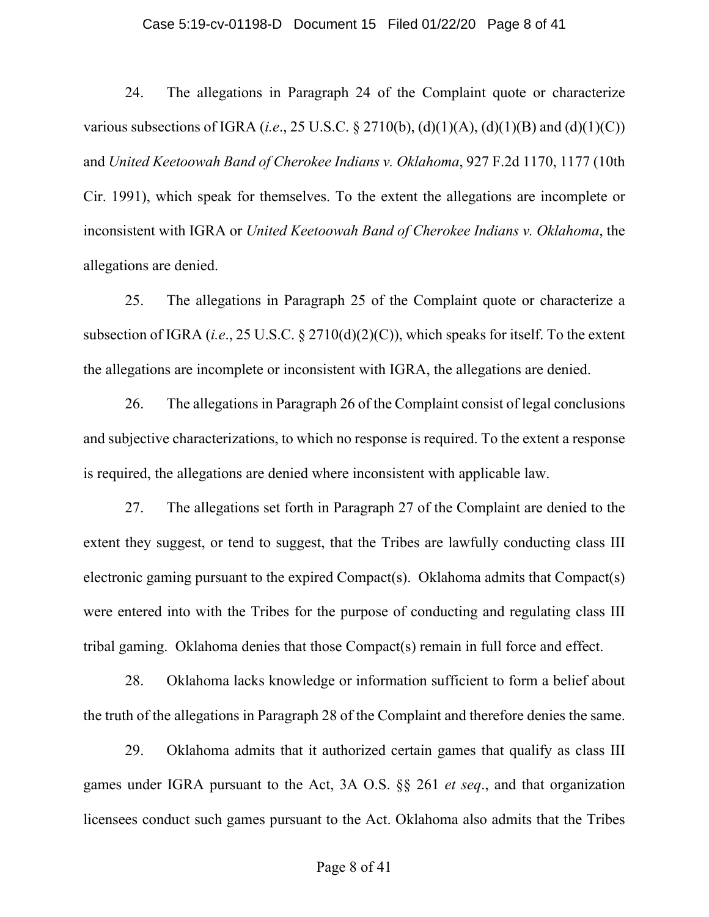24. The allegations in Paragraph 24 of the Complaint quote or characterize various subsections of IGRA (*i.e*., 25 U.S.C. § 2710(b), (d)(1)(A), (d)(1)(B) and (d)(1)(C)) and *United Keetoowah Band of Cherokee Indians v. Oklahoma*, 927 F.2d 1170, 1177 (10th Cir. 1991), which speak for themselves. To the extent the allegations are incomplete or inconsistent with IGRA or *United Keetoowah Band of Cherokee Indians v. Oklahoma*, the allegations are denied.

25. The allegations in Paragraph 25 of the Complaint quote or characterize a subsection of IGRA (*i.e*., 25 U.S.C. § 2710(d)(2)(C)), which speaks for itself. To the extent the allegations are incomplete or inconsistent with IGRA, the allegations are denied.

26. The allegations in Paragraph 26 of the Complaint consist of legal conclusions and subjective characterizations, to which no response is required. To the extent a response is required, the allegations are denied where inconsistent with applicable law.

27. The allegations set forth in Paragraph 27 of the Complaint are denied to the extent they suggest, or tend to suggest, that the Tribes are lawfully conducting class III electronic gaming pursuant to the expired Compact(s). Oklahoma admits that Compact(s) were entered into with the Tribes for the purpose of conducting and regulating class III tribal gaming. Oklahoma denies that those Compact(s) remain in full force and effect.

28. Oklahoma lacks knowledge or information sufficient to form a belief about the truth of the allegations in Paragraph 28 of the Complaint and therefore denies the same.

29. Oklahoma admits that it authorized certain games that qualify as class III games under IGRA pursuant to the Act, 3A O.S. §§ 261 *et seq*., and that organization licensees conduct such games pursuant to the Act. Oklahoma also admits that the Tribes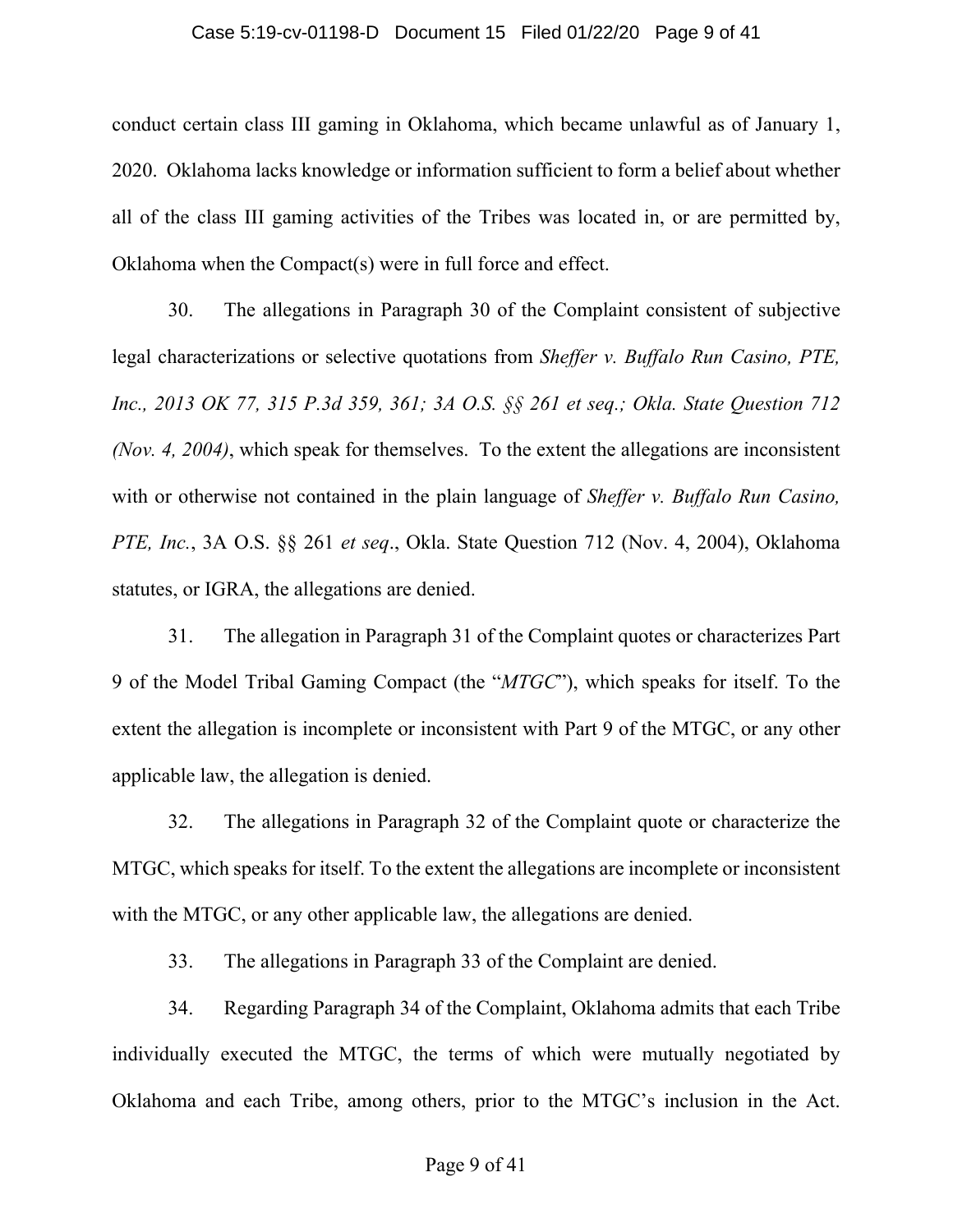conduct certain class III gaming in Oklahoma, which became unlawful as of January 1, 2020. Oklahoma lacks knowledge or information sufficient to form a belief about whether all of the class III gaming activities of the Tribes was located in, or are permitted by, Oklahoma when the Compact(s) were in full force and effect.

30. The allegations in Paragraph 30 of the Complaint consistent of subjective legal characterizations or selective quotations from *Sheffer v. Buffalo Run Casino, PTE, Inc., 2013 OK 77, 315 P.3d 359, 361; 3A O.S. §§ 261 et seq.; Okla. State Question 712 (Nov. 4, 2004)*, which speak for themselves. To the extent the allegations are inconsistent with or otherwise not contained in the plain language of *Sheffer v. Buffalo Run Casino, PTE, Inc.*, 3A O.S. §§ 261 *et seq*., Okla. State Question 712 (Nov. 4, 2004), Oklahoma statutes, or IGRA, the allegations are denied.

31. The allegation in Paragraph 31 of the Complaint quotes or characterizes Part 9 of the Model Tribal Gaming Compact (the "*MTGC*"), which speaks for itself. To the extent the allegation is incomplete or inconsistent with Part 9 of the MTGC, or any other applicable law, the allegation is denied.

32. The allegations in Paragraph 32 of the Complaint quote or characterize the MTGC, which speaks for itself. To the extent the allegations are incomplete or inconsistent with the MTGC, or any other applicable law, the allegations are denied.

33. The allegations in Paragraph 33 of the Complaint are denied.

34. Regarding Paragraph 34 of the Complaint, Oklahoma admits that each Tribe individually executed the MTGC, the terms of which were mutually negotiated by Oklahoma and each Tribe, among others, prior to the MTGC's inclusion in the Act.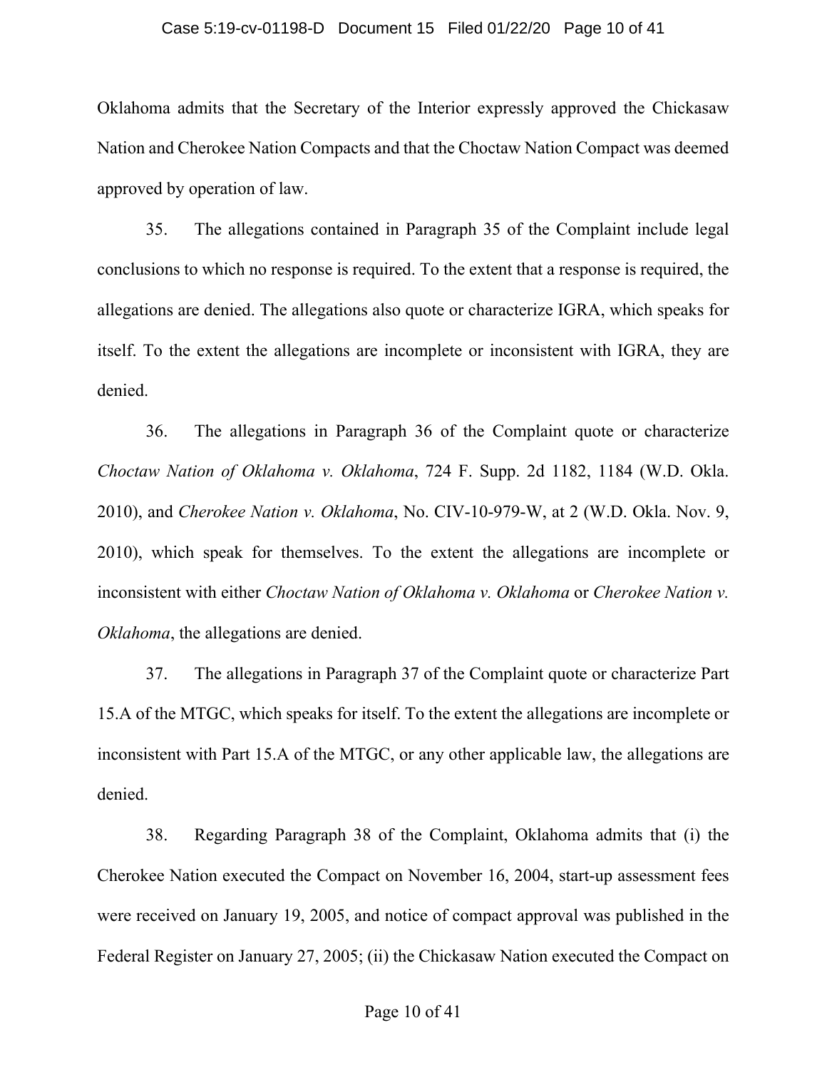Oklahoma admits that the Secretary of the Interior expressly approved the Chickasaw Nation and Cherokee Nation Compacts and that the Choctaw Nation Compact was deemed approved by operation of law.

35. The allegations contained in Paragraph 35 of the Complaint include legal conclusions to which no response is required. To the extent that a response is required, the allegations are denied. The allegations also quote or characterize IGRA, which speaks for itself. To the extent the allegations are incomplete or inconsistent with IGRA, they are denied.

36. The allegations in Paragraph 36 of the Complaint quote or characterize *Choctaw Nation of Oklahoma v. Oklahoma*, 724 F. Supp. 2d 1182, 1184 (W.D. Okla. 2010), and *Cherokee Nation v. Oklahoma*, No. CIV-10-979-W, at 2 (W.D. Okla. Nov. 9, 2010), which speak for themselves. To the extent the allegations are incomplete or inconsistent with either *Choctaw Nation of Oklahoma v. Oklahoma* or *Cherokee Nation v. Oklahoma*, the allegations are denied.

37. The allegations in Paragraph 37 of the Complaint quote or characterize Part 15.A of the MTGC, which speaks for itself. To the extent the allegations are incomplete or inconsistent with Part 15.A of the MTGC, or any other applicable law, the allegations are denied.

38. Regarding Paragraph 38 of the Complaint, Oklahoma admits that (i) the Cherokee Nation executed the Compact on November 16, 2004, start-up assessment fees were received on January 19, 2005, and notice of compact approval was published in the Federal Register on January 27, 2005; (ii) the Chickasaw Nation executed the Compact on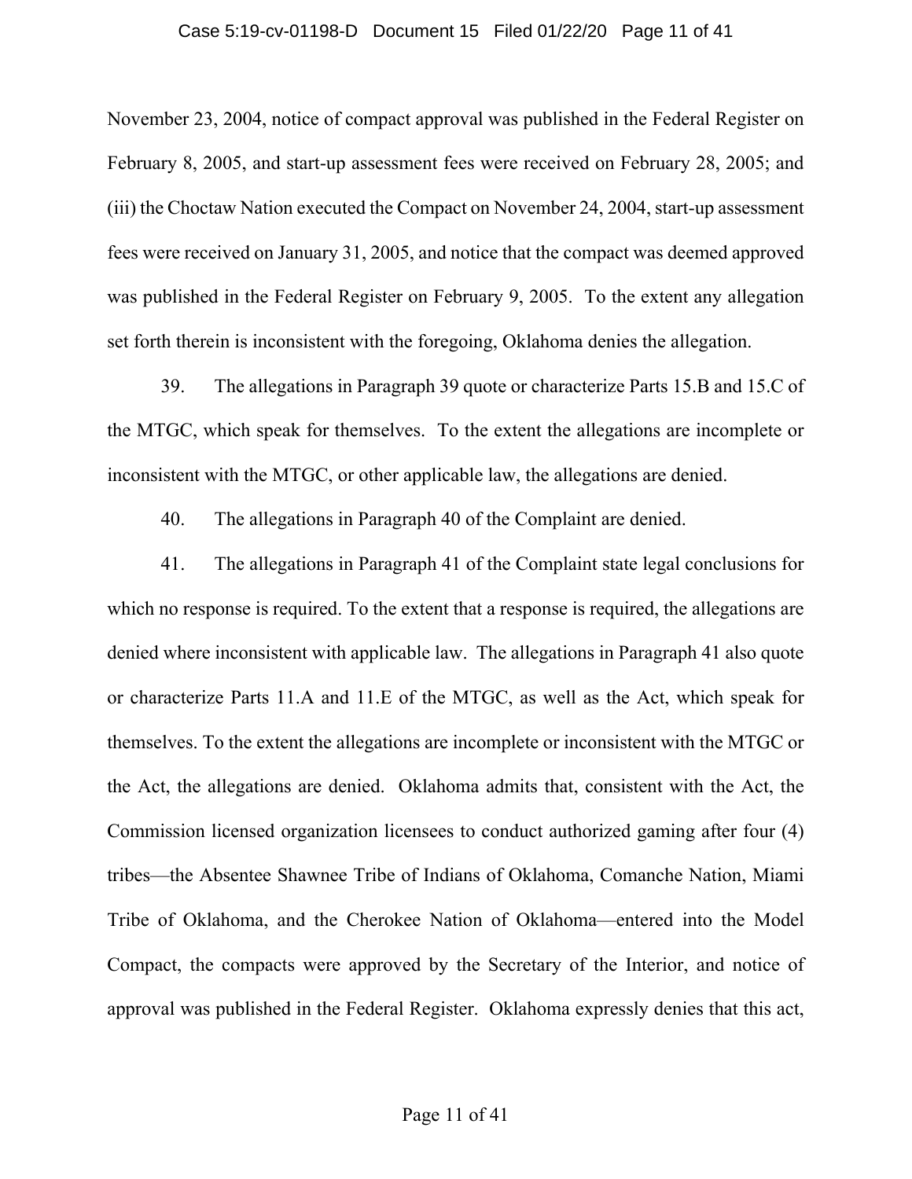November 23, 2004, notice of compact approval was published in the Federal Register on February 8, 2005, and start-up assessment fees were received on February 28, 2005; and (iii) the Choctaw Nation executed the Compact on November 24, 2004, start-up assessment fees were received on January 31, 2005, and notice that the compact was deemed approved was published in the Federal Register on February 9, 2005. To the extent any allegation set forth therein is inconsistent with the foregoing, Oklahoma denies the allegation.

39. The allegations in Paragraph 39 quote or characterize Parts 15.B and 15.C of the MTGC, which speak for themselves. To the extent the allegations are incomplete or inconsistent with the MTGC, or other applicable law, the allegations are denied.

40. The allegations in Paragraph 40 of the Complaint are denied.

41. The allegations in Paragraph 41 of the Complaint state legal conclusions for which no response is required. To the extent that a response is required, the allegations are denied where inconsistent with applicable law. The allegations in Paragraph 41 also quote or characterize Parts 11.A and 11.E of the MTGC, as well as the Act, which speak for themselves. To the extent the allegations are incomplete or inconsistent with the MTGC or the Act, the allegations are denied. Oklahoma admits that, consistent with the Act, the Commission licensed organization licensees to conduct authorized gaming after four (4) tribes—the Absentee Shawnee Tribe of Indians of Oklahoma, Comanche Nation, Miami Tribe of Oklahoma, and the Cherokee Nation of Oklahoma—entered into the Model Compact, the compacts were approved by the Secretary of the Interior, and notice of approval was published in the Federal Register. Oklahoma expressly denies that this act,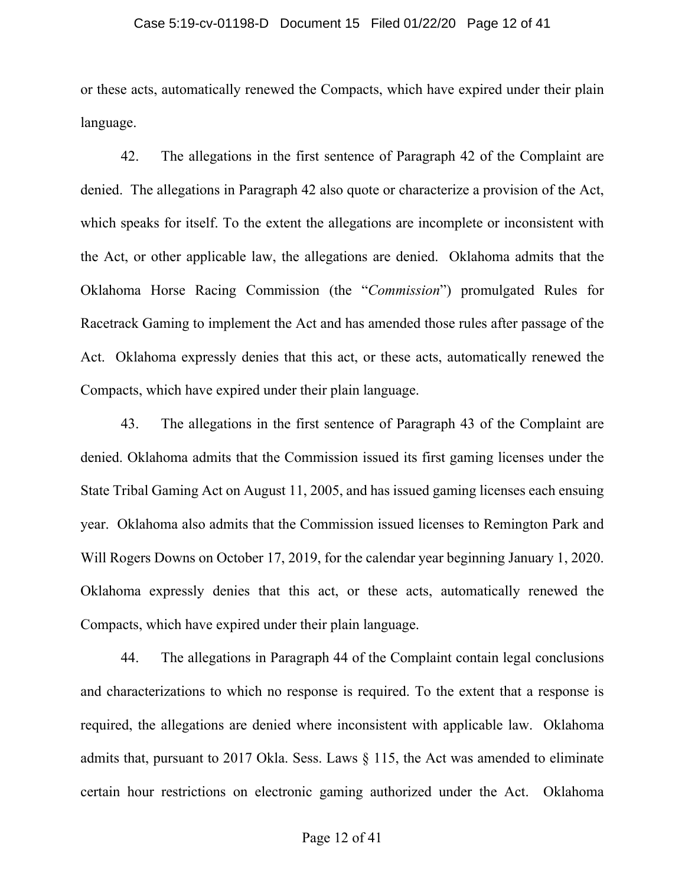or these acts, automatically renewed the Compacts, which have expired under their plain language.

42. The allegations in the first sentence of Paragraph 42 of the Complaint are denied. The allegations in Paragraph 42 also quote or characterize a provision of the Act, which speaks for itself. To the extent the allegations are incomplete or inconsistent with the Act, or other applicable law, the allegations are denied. Oklahoma admits that the Oklahoma Horse Racing Commission (the "*Commission*") promulgated Rules for Racetrack Gaming to implement the Act and has amended those rules after passage of the Act. Oklahoma expressly denies that this act, or these acts, automatically renewed the Compacts, which have expired under their plain language.

43. The allegations in the first sentence of Paragraph 43 of the Complaint are denied. Oklahoma admits that the Commission issued its first gaming licenses under the State Tribal Gaming Act on August 11, 2005, and has issued gaming licenses each ensuing year. Oklahoma also admits that the Commission issued licenses to Remington Park and Will Rogers Downs on October 17, 2019, for the calendar year beginning January 1, 2020. Oklahoma expressly denies that this act, or these acts, automatically renewed the Compacts, which have expired under their plain language.

44. The allegations in Paragraph 44 of the Complaint contain legal conclusions and characterizations to which no response is required. To the extent that a response is required, the allegations are denied where inconsistent with applicable law. Oklahoma admits that, pursuant to 2017 Okla. Sess. Laws § 115, the Act was amended to eliminate certain hour restrictions on electronic gaming authorized under the Act. Oklahoma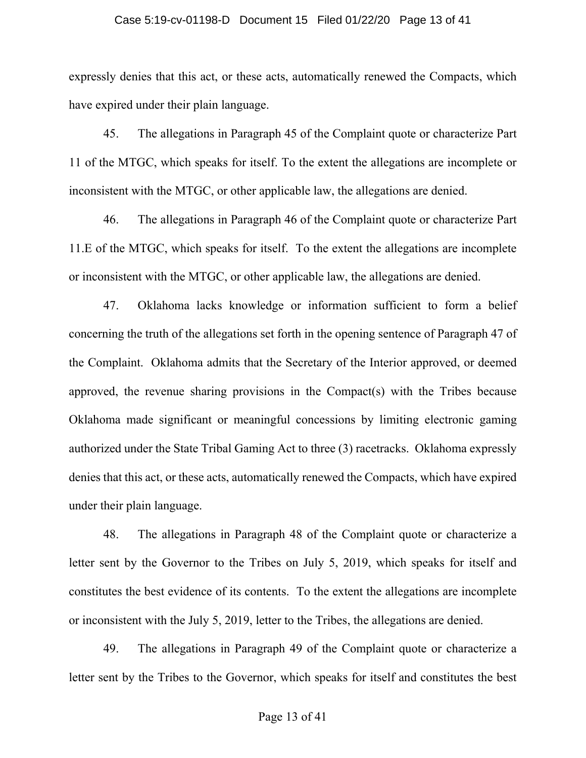expressly denies that this act, or these acts, automatically renewed the Compacts, which have expired under their plain language.

45. The allegations in Paragraph 45 of the Complaint quote or characterize Part 11 of the MTGC, which speaks for itself. To the extent the allegations are incomplete or inconsistent with the MTGC, or other applicable law, the allegations are denied.

46. The allegations in Paragraph 46 of the Complaint quote or characterize Part 11.E of the MTGC, which speaks for itself. To the extent the allegations are incomplete or inconsistent with the MTGC, or other applicable law, the allegations are denied.

47. Oklahoma lacks knowledge or information sufficient to form a belief concerning the truth of the allegations set forth in the opening sentence of Paragraph 47 of the Complaint. Oklahoma admits that the Secretary of the Interior approved, or deemed approved, the revenue sharing provisions in the Compact(s) with the Tribes because Oklahoma made significant or meaningful concessions by limiting electronic gaming authorized under the State Tribal Gaming Act to three (3) racetracks. Oklahoma expressly denies that this act, or these acts, automatically renewed the Compacts, which have expired under their plain language.

48. The allegations in Paragraph 48 of the Complaint quote or characterize a letter sent by the Governor to the Tribes on July 5, 2019, which speaks for itself and constitutes the best evidence of its contents. To the extent the allegations are incomplete or inconsistent with the July 5, 2019, letter to the Tribes, the allegations are denied.

49. The allegations in Paragraph 49 of the Complaint quote or characterize a letter sent by the Tribes to the Governor, which speaks for itself and constitutes the best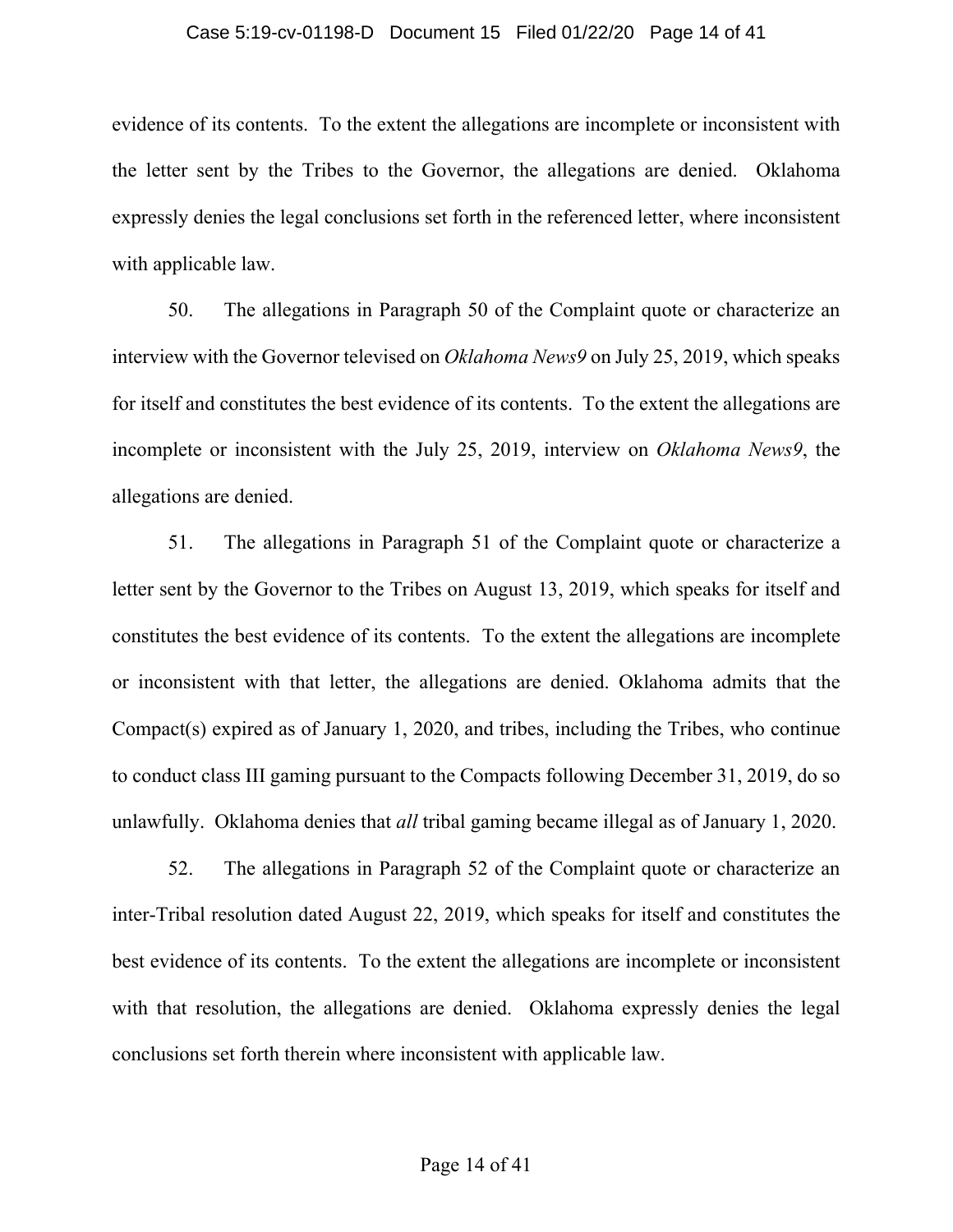evidence of its contents. To the extent the allegations are incomplete or inconsistent with the letter sent by the Tribes to the Governor, the allegations are denied. Oklahoma expressly denies the legal conclusions set forth in the referenced letter, where inconsistent with applicable law.

50. The allegations in Paragraph 50 of the Complaint quote or characterize an interview with the Governor televised on *Oklahoma News9* on July 25, 2019, which speaks for itself and constitutes the best evidence of its contents. To the extent the allegations are incomplete or inconsistent with the July 25, 2019, interview on *Oklahoma News9*, the allegations are denied.

51. The allegations in Paragraph 51 of the Complaint quote or characterize a letter sent by the Governor to the Tribes on August 13, 2019, which speaks for itself and constitutes the best evidence of its contents. To the extent the allegations are incomplete or inconsistent with that letter, the allegations are denied. Oklahoma admits that the Compact(s) expired as of January 1, 2020, and tribes, including the Tribes, who continue to conduct class III gaming pursuant to the Compacts following December 31, 2019, do so unlawfully. Oklahoma denies that *all* tribal gaming became illegal as of January 1, 2020.

52. The allegations in Paragraph 52 of the Complaint quote or characterize an inter-Tribal resolution dated August 22, 2019, which speaks for itself and constitutes the best evidence of its contents. To the extent the allegations are incomplete or inconsistent with that resolution, the allegations are denied. Oklahoma expressly denies the legal conclusions set forth therein where inconsistent with applicable law.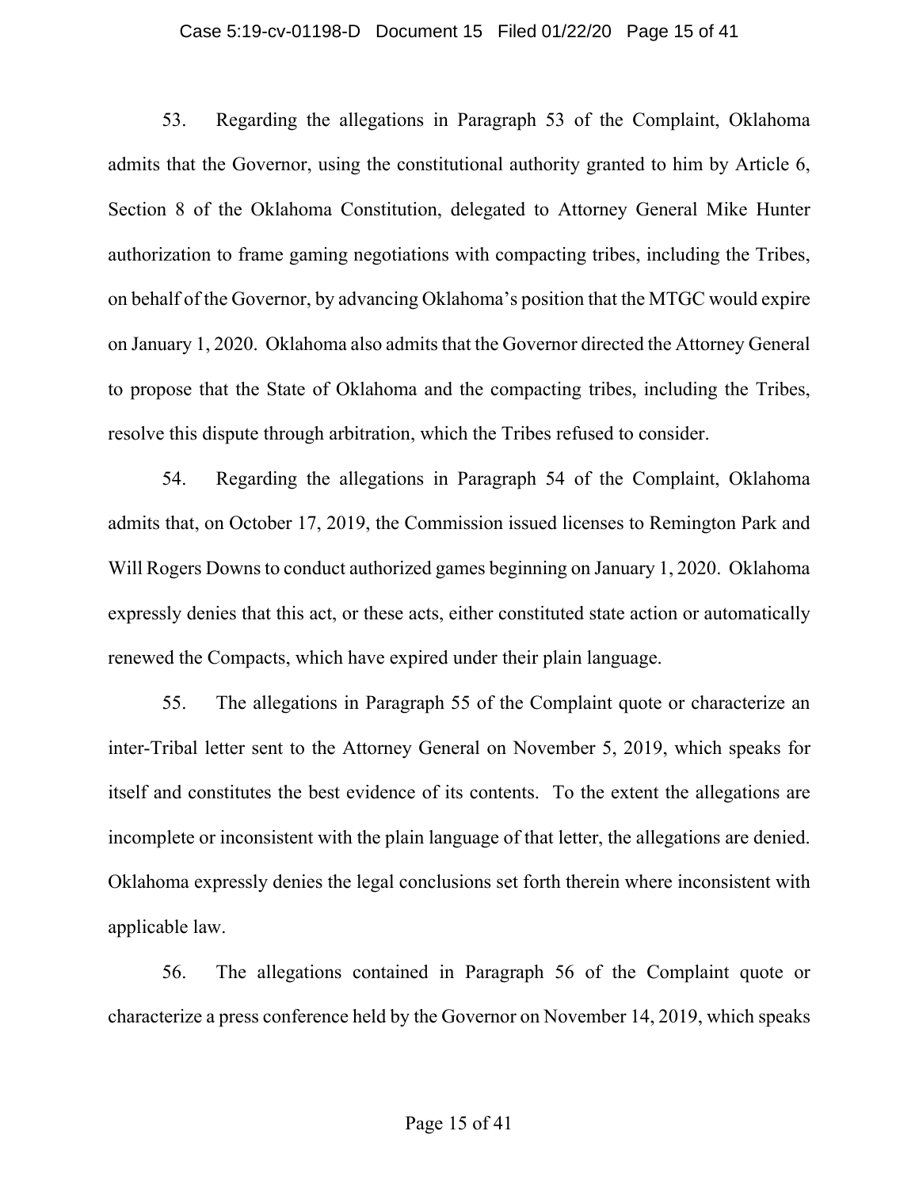53. Regarding the allegations in Paragraph 53 of the Complaint, Oklahoma admits that the Governor, using the constitutional authority granted to him by Article 6, Section 8 of the Oklahoma Constitution, delegated to Attorney General Mike Hunter authorization to frame gaming negotiations with compacting tribes, including the Tribes, on behalf of the Governor, by advancing Oklahoma's position that the MTGC would expire on January 1, 2020. Oklahoma also admits that the Governor directed the Attorney General to propose that the State of Oklahoma and the compacting tribes, including the Tribes, resolve this dispute through arbitration, which the Tribes refused to consider.

54. Regarding the allegations in Paragraph 54 of the Complaint, Oklahoma admits that, on October 17, 2019, the Commission issued licenses to Remington Park and Will Rogers Downs to conduct authorized games beginning on January 1, 2020. Oklahoma expressly denies that this act, or these acts, either constituted state action or automatically renewed the Compacts, which have expired under their plain language.

55. The allegations in Paragraph 55 of the Complaint quote or characterize an inter-Tribal letter sent to the Attorney General on November 5, 2019, which speaks for itself and constitutes the best evidence of its contents. To the extent the allegations are incomplete or inconsistent with the plain language of that letter, the allegations are denied. Oklahoma expressly denies the legal conclusions set forth therein where inconsistent with applicable law.

56. The allegations contained in Paragraph 56 of the Complaint quote or characterize a press conference held by the Governor on November 14, 2019, which speaks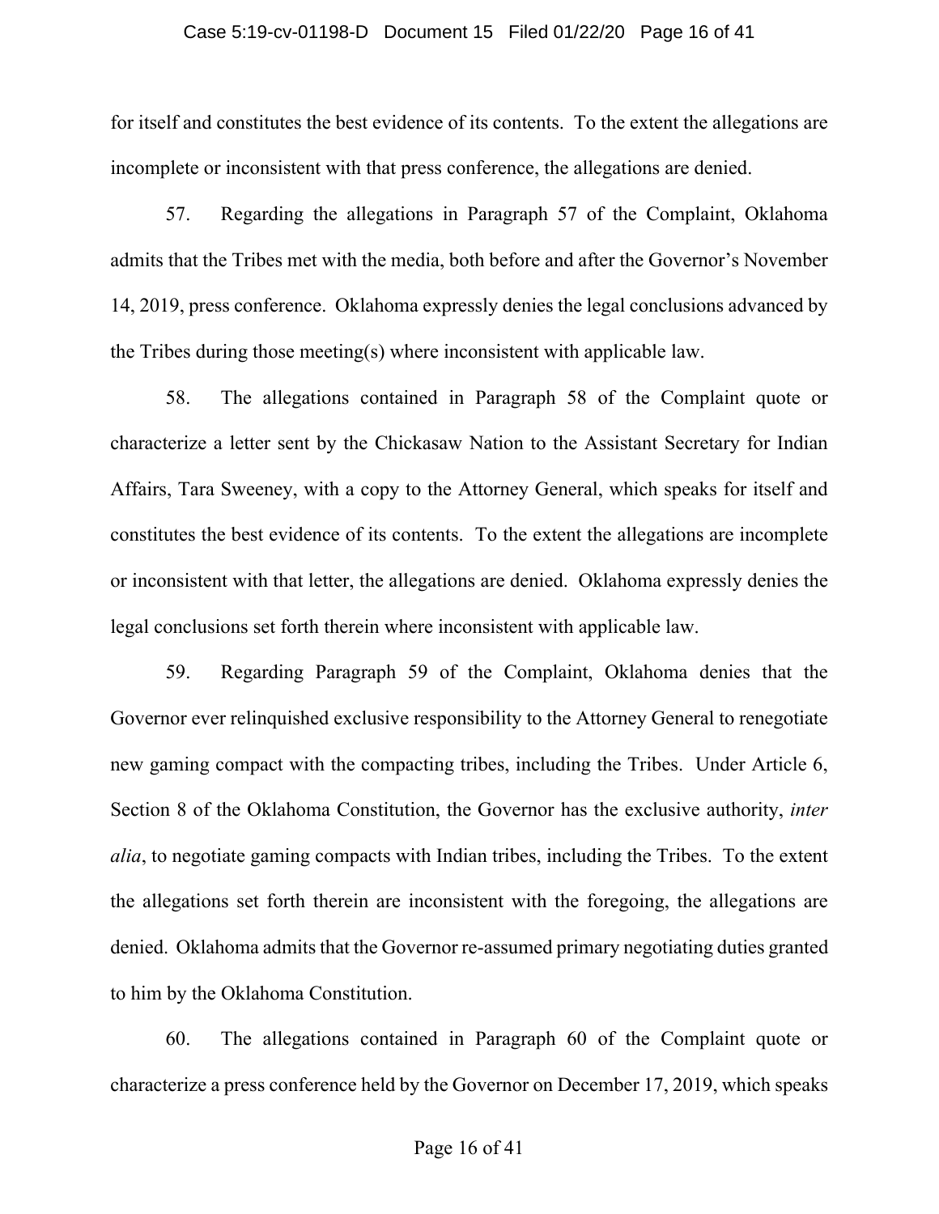for itself and constitutes the best evidence of its contents. To the extent the allegations are incomplete or inconsistent with that press conference, the allegations are denied.

57. Regarding the allegations in Paragraph 57 of the Complaint, Oklahoma admits that the Tribes met with the media, both before and after the Governor's November 14, 2019, press conference. Oklahoma expressly denies the legal conclusions advanced by the Tribes during those meeting(s) where inconsistent with applicable law.

58. The allegations contained in Paragraph 58 of the Complaint quote or characterize a letter sent by the Chickasaw Nation to the Assistant Secretary for Indian Affairs, Tara Sweeney, with a copy to the Attorney General, which speaks for itself and constitutes the best evidence of its contents. To the extent the allegations are incomplete or inconsistent with that letter, the allegations are denied. Oklahoma expressly denies the legal conclusions set forth therein where inconsistent with applicable law.

59. Regarding Paragraph 59 of the Complaint, Oklahoma denies that the Governor ever relinquished exclusive responsibility to the Attorney General to renegotiate new gaming compact with the compacting tribes, including the Tribes. Under Article 6, Section 8 of the Oklahoma Constitution, the Governor has the exclusive authority, *inter alia*, to negotiate gaming compacts with Indian tribes, including the Tribes. To the extent the allegations set forth therein are inconsistent with the foregoing, the allegations are denied. Oklahoma admits that the Governor re-assumed primary negotiating duties granted to him by the Oklahoma Constitution.

60. The allegations contained in Paragraph 60 of the Complaint quote or characterize a press conference held by the Governor on December 17, 2019, which speaks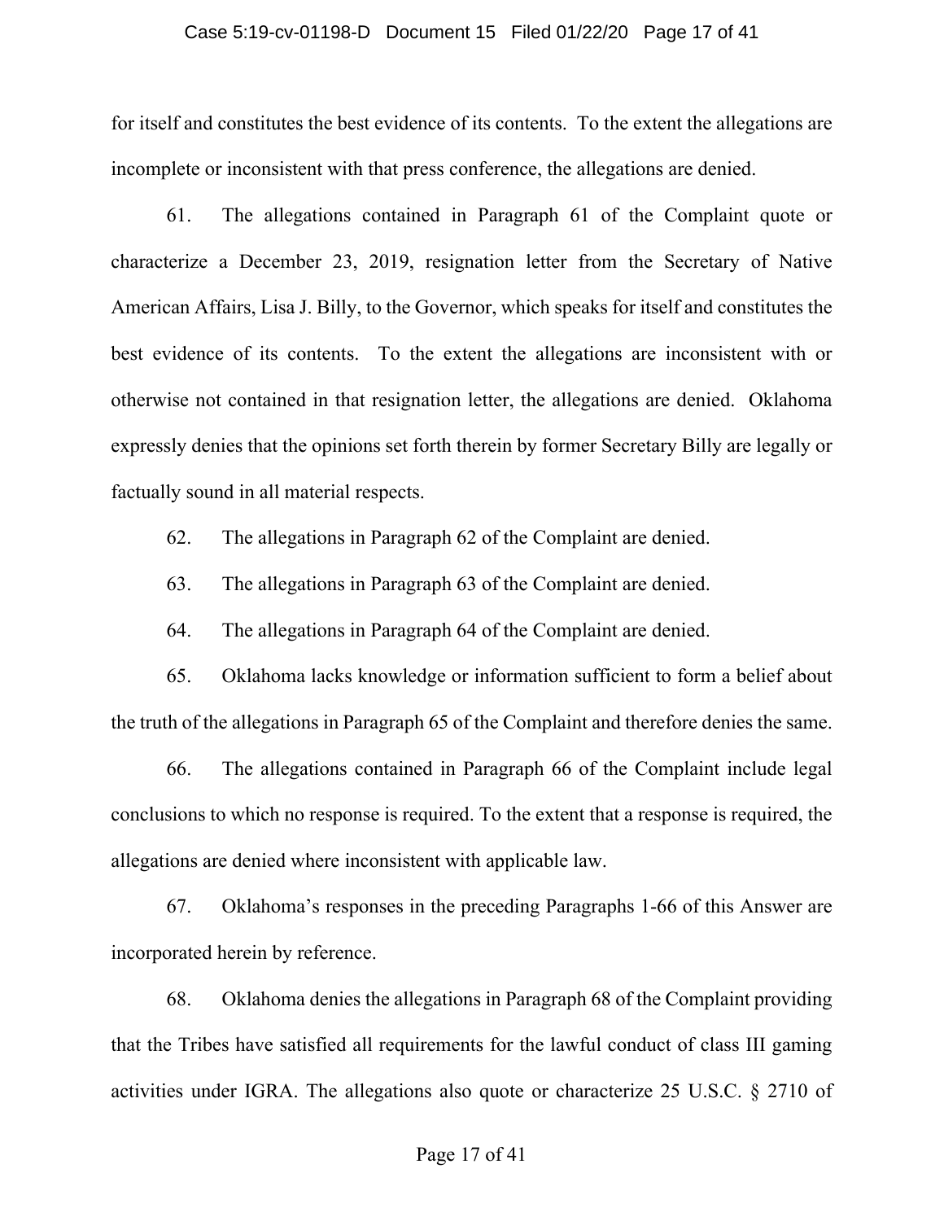for itself and constitutes the best evidence of its contents. To the extent the allegations are incomplete or inconsistent with that press conference, the allegations are denied.

61. The allegations contained in Paragraph 61 of the Complaint quote or characterize a December 23, 2019, resignation letter from the Secretary of Native American Affairs, Lisa J. Billy, to the Governor, which speaks for itself and constitutes the best evidence of its contents. To the extent the allegations are inconsistent with or otherwise not contained in that resignation letter, the allegations are denied. Oklahoma expressly denies that the opinions set forth therein by former Secretary Billy are legally or factually sound in all material respects.

62. The allegations in Paragraph 62 of the Complaint are denied.

63. The allegations in Paragraph 63 of the Complaint are denied.

64. The allegations in Paragraph 64 of the Complaint are denied.

65. Oklahoma lacks knowledge or information sufficient to form a belief about the truth of the allegations in Paragraph 65 of the Complaint and therefore denies the same.

66. The allegations contained in Paragraph 66 of the Complaint include legal conclusions to which no response is required. To the extent that a response is required, the allegations are denied where inconsistent with applicable law.

67. Oklahoma's responses in the preceding Paragraphs 1-66 of this Answer are incorporated herein by reference.

68. Oklahoma denies the allegations in Paragraph 68 of the Complaint providing that the Tribes have satisfied all requirements for the lawful conduct of class III gaming activities under IGRA. The allegations also quote or characterize 25 U.S.C. § 2710 of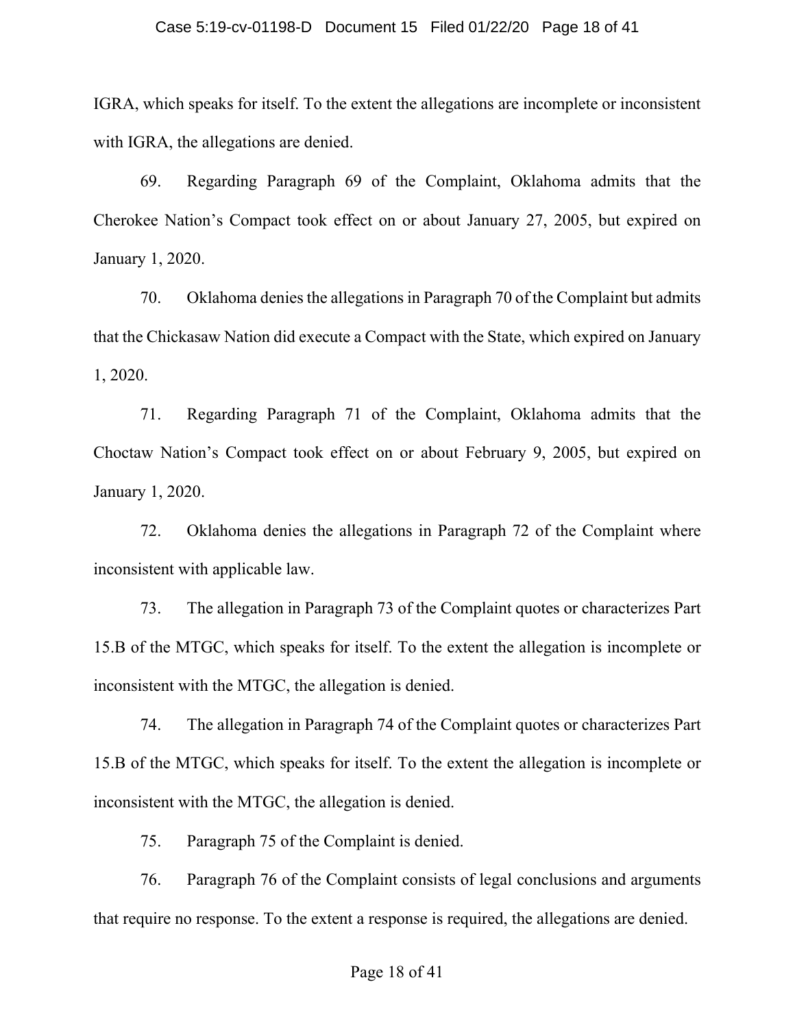IGRA, which speaks for itself. To the extent the allegations are incomplete or inconsistent with IGRA, the allegations are denied.

69. Regarding Paragraph 69 of the Complaint, Oklahoma admits that the Cherokee Nation's Compact took effect on or about January 27, 2005, but expired on January 1, 2020.

70. Oklahoma denies the allegations in Paragraph 70 of the Complaint but admits that the Chickasaw Nation did execute a Compact with the State, which expired on January 1, 2020.

71. Regarding Paragraph 71 of the Complaint, Oklahoma admits that the Choctaw Nation's Compact took effect on or about February 9, 2005, but expired on January 1, 2020.

72. Oklahoma denies the allegations in Paragraph 72 of the Complaint where inconsistent with applicable law.

73. The allegation in Paragraph 73 of the Complaint quotes or characterizes Part 15.B of the MTGC, which speaks for itself. To the extent the allegation is incomplete or inconsistent with the MTGC, the allegation is denied.

74. The allegation in Paragraph 74 of the Complaint quotes or characterizes Part 15.B of the MTGC, which speaks for itself. To the extent the allegation is incomplete or inconsistent with the MTGC, the allegation is denied.

75. Paragraph 75 of the Complaint is denied.

76. Paragraph 76 of the Complaint consists of legal conclusions and arguments that require no response. To the extent a response is required, the allegations are denied.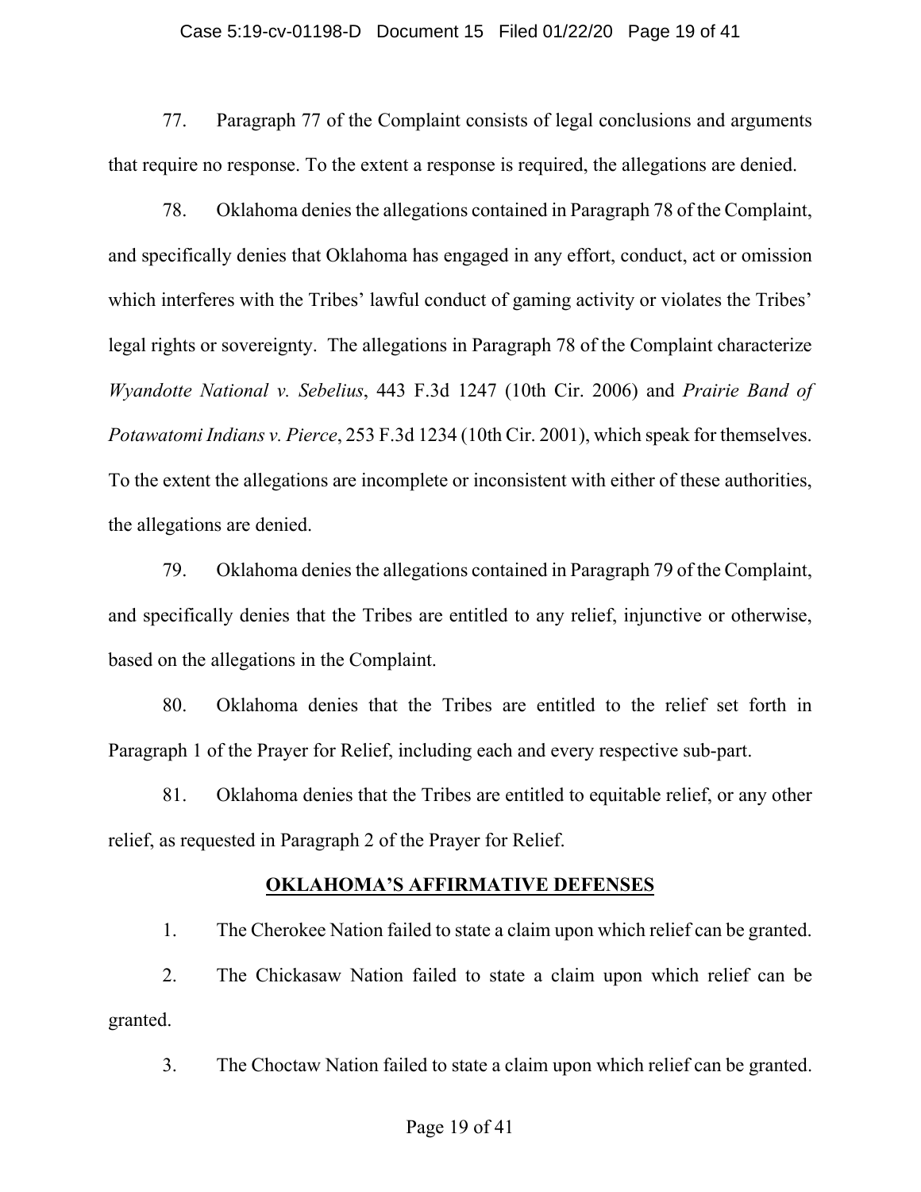77. Paragraph 77 of the Complaint consists of legal conclusions and arguments that require no response. To the extent a response is required, the allegations are denied.

78. Oklahoma denies the allegations contained in Paragraph 78 of the Complaint, and specifically denies that Oklahoma has engaged in any effort, conduct, act or omission which interferes with the Tribes' lawful conduct of gaming activity or violates the Tribes' legal rights or sovereignty. The allegations in Paragraph 78 of the Complaint characterize *Wyandotte National v. Sebelius*, 443 F.3d 1247 (10th Cir. 2006) and *Prairie Band of Potawatomi Indians v. Pierce*, 253 F.3d 1234 (10th Cir. 2001), which speak for themselves. To the extent the allegations are incomplete or inconsistent with either of these authorities, the allegations are denied.

79. Oklahoma denies the allegations contained in Paragraph 79 of the Complaint, and specifically denies that the Tribes are entitled to any relief, injunctive or otherwise, based on the allegations in the Complaint.

80. Oklahoma denies that the Tribes are entitled to the relief set forth in Paragraph 1 of the Prayer for Relief, including each and every respective sub-part.

81. Oklahoma denies that the Tribes are entitled to equitable relief, or any other relief, as requested in Paragraph 2 of the Prayer for Relief.

## OKLAHOMA'S AFFIRMATIVE DEFENSES

1. The Cherokee Nation failed to state a claim upon which relief can be granted.

2. The Chickasaw Nation failed to state a claim upon which relief can be granted.

3. The Choctaw Nation failed to state a claim upon which relief can be granted.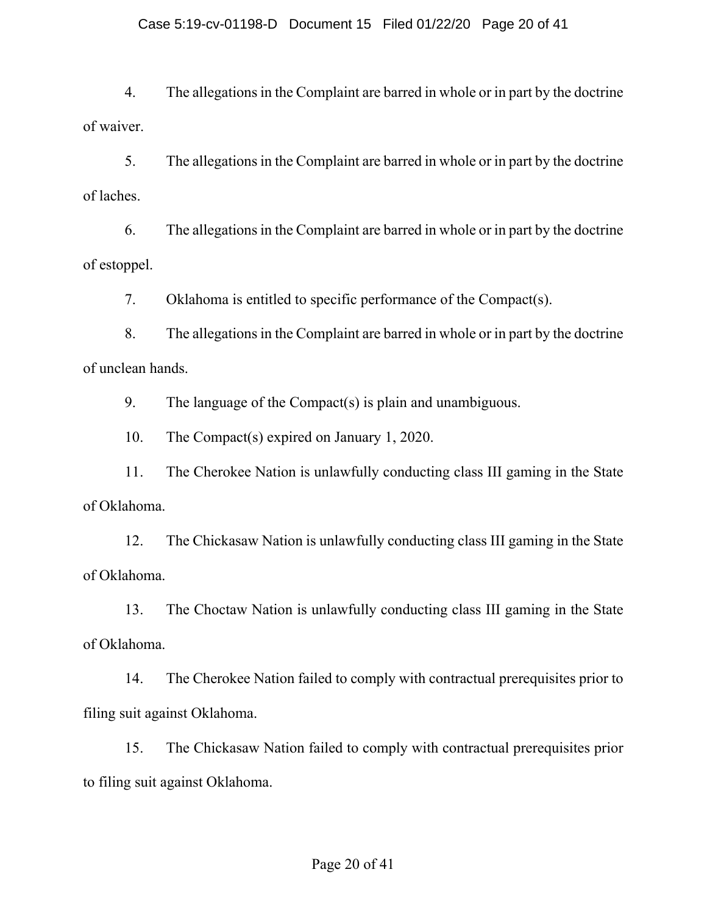4. The allegations in the Complaint are barred in whole or in part by the doctrine of waiver.

5. The allegations in the Complaint are barred in whole or in part by the doctrine of laches.

6. The allegations in the Complaint are barred in whole or in part by the doctrine of estoppel.

7. Oklahoma is entitled to specific performance of the Compact(s).

8. The allegations in the Complaint are barred in whole or in part by the doctrine of unclean hands.

9. The language of the Compact(s) is plain and unambiguous.

10. The Compact(s) expired on January 1, 2020.

11. The Cherokee Nation is unlawfully conducting class III gaming in the State of Oklahoma.

12. The Chickasaw Nation is unlawfully conducting class III gaming in the State of Oklahoma.

13. The Choctaw Nation is unlawfully conducting class III gaming in the State of Oklahoma.

14. The Cherokee Nation failed to comply with contractual prerequisites prior to filing suit against Oklahoma.

15. The Chickasaw Nation failed to comply with contractual prerequisites prior to filing suit against Oklahoma.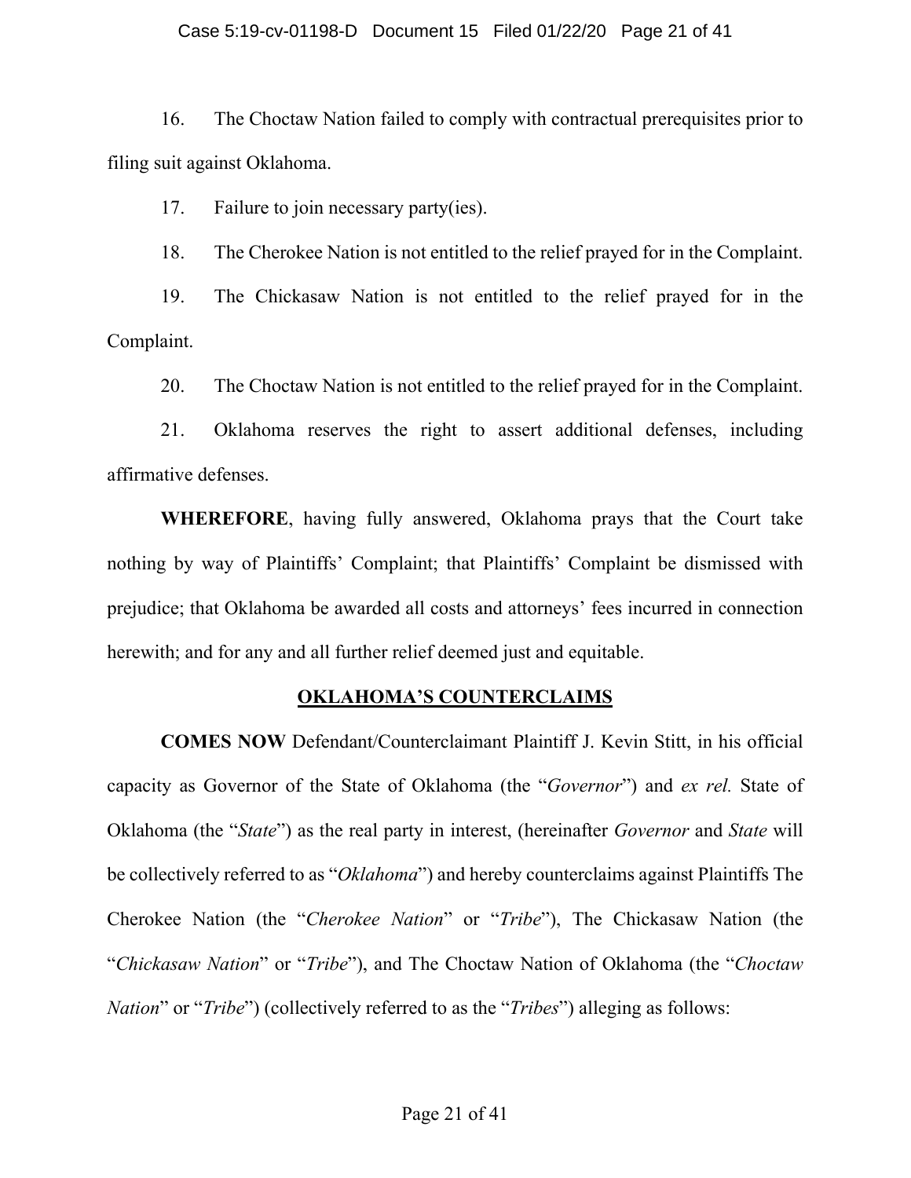16. The Choctaw Nation failed to comply with contractual prerequisites prior to filing suit against Oklahoma.

17. Failure to join necessary party(ies).

18. The Cherokee Nation is not entitled to the relief prayed for in the Complaint.

19. The Chickasaw Nation is not entitled to the relief prayed for in the Complaint.

20. The Choctaw Nation is not entitled to the relief prayed for in the Complaint.

21. Oklahoma reserves the right to assert additional defenses, including affirmative defenses.

**WHEREFORE**, having fully answered, Oklahoma prays that the Court take nothing by way of Plaintiffs' Complaint; that Plaintiffs' Complaint be dismissed with prejudice; that Oklahoma be awarded all costs and attorneys' fees incurred in connection herewith; and for any and all further relief deemed just and equitable.

## OKLAHOMA'S COUNTERCLAIMS

**COMES NOW** Defendant/Counterclaimant Plaintiff J. Kevin Stitt, in his official capacity as Governor of the State of Oklahoma (the "*Governor*") and *ex rel.* State of Oklahoma (the "*State*") as the real party in interest, (hereinafter *Governor* and *State* will be collectively referred to as "*Oklahoma*") and hereby counterclaims against Plaintiffs The Cherokee Nation (the "*Cherokee Nation*" or "*Tribe*"), The Chickasaw Nation (the "*Chickasaw Nation*" or "*Tribe*"), and The Choctaw Nation of Oklahoma (the "*Choctaw Nation*" or "*Tribe*") (collectively referred to as the "*Tribes*") alleging as follows: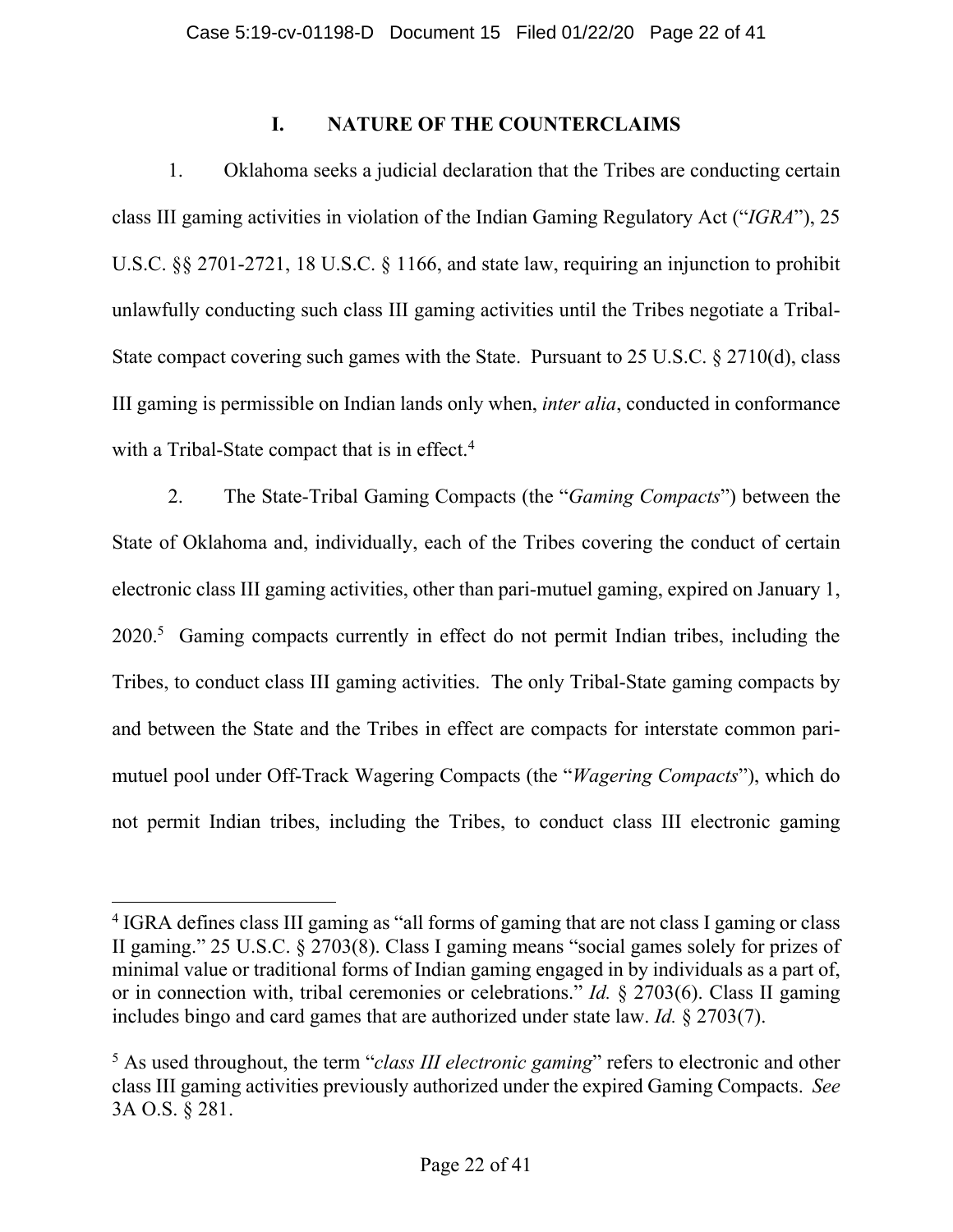## I. NATURE OF THE COUNTERCLAIMS

1. Oklahoma seeks a judicial declaration that the Tribes are conducting certain class III gaming activities in violation of the Indian Gaming Regulatory Act ("*IGRA*"), 25 U.S.C. §§ 2701-2721, 18 U.S.C. § 1166, and state law, requiring an injunction to prohibit unlawfully conducting such class III gaming activities until the Tribes negotiate a Tribal-State compact covering such games with the State. Pursuant to 25 U.S.C. § 2710(d), class III gaming is permissible on Indian lands only when, *inter alia*, conducted in conformance with a Tribal-State compact that is in effect.[4]

2. The State-Tribal Gaming Compacts (the "*Gaming Compacts*") between the State of Oklahoma and, individually, each of the Tribes covering the conduct of certain electronic class III gaming activities, other than pari-mutuel gaming, expired on January 1, 2020.[5] Gaming compacts currently in effect do not permit Indian tribes, including the Tribes, to conduct class III gaming activities. The only Tribal-State gaming compacts by and between the State and the Tribes in effect are compacts for interstate common pari-mutuel pool under Off-Track Wagering Compacts (the "*Wagering Compacts*"), which do not permit Indian tribes, including the Tribes, to conduct class III electronic gaming

---

[4] IGRA defines class III gaming as "all forms of gaming that are not class I gaming or class II gaming." 25 U.S.C. § 2703(8). Class I gaming means "social games solely for prizes of minimal value or traditional forms of Indian gaming engaged in by individuals as a part of, or in connection with, tribal ceremonies or celebrations." *Id.* § 2703(6). Class II gaming includes bingo and card games that are authorized under state law. *Id.* § 2703(7).

[5] As used throughout, the term "*class III electronic gaming*" refers to electronic and other class III gaming activities previously authorized under the expired Gaming Compacts. *See* 3A O.S. § 281.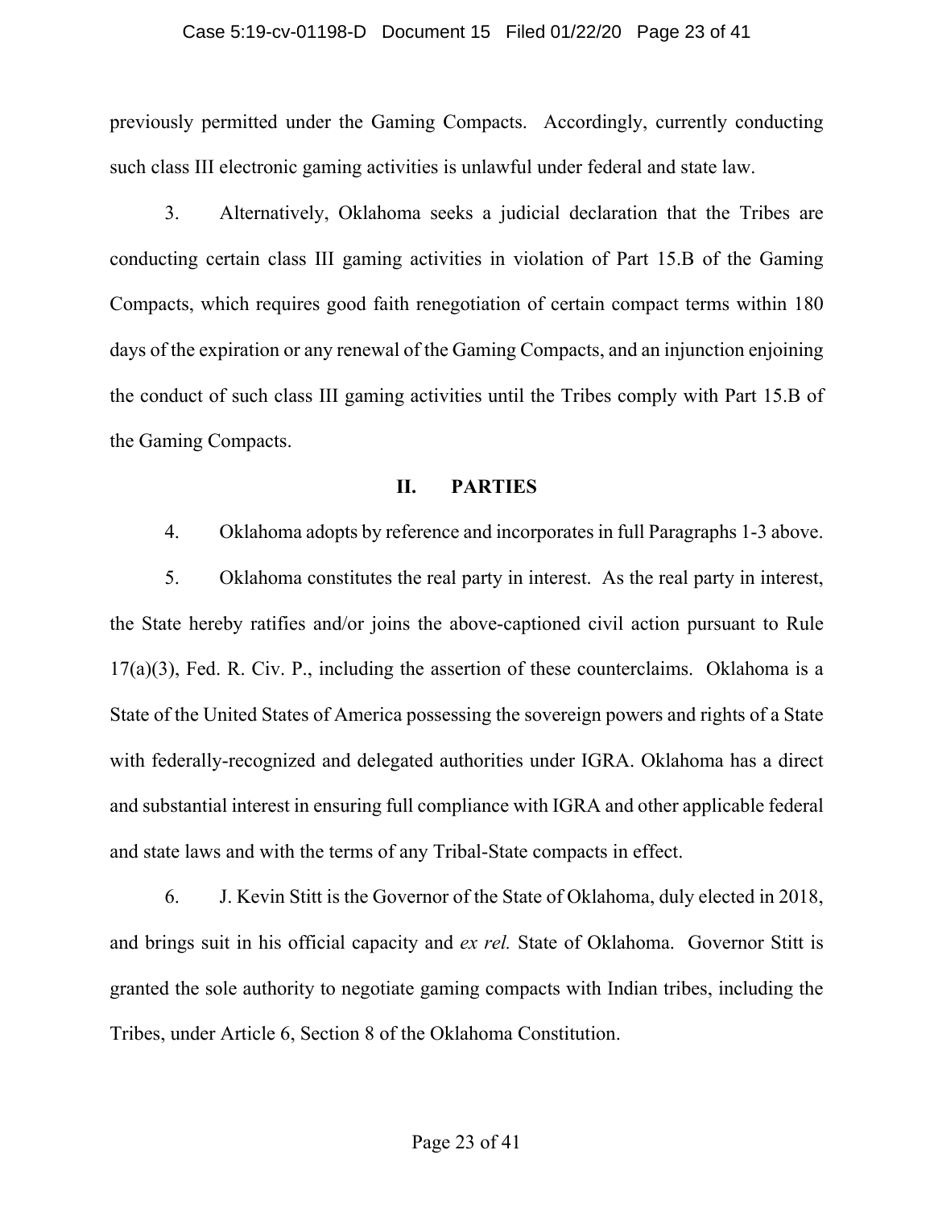previously permitted under the Gaming Compacts. Accordingly, currently conducting such class III electronic gaming activities is unlawful under federal and state law.

3. Alternatively, Oklahoma seeks a judicial declaration that the Tribes are conducting certain class III gaming activities in violation of Part 15.B of the Gaming Compacts, which requires good faith renegotiation of certain compact terms within 180 days of the expiration or any renewal of the Gaming Compacts, and an injunction enjoining the conduct of such class III gaming activities until the Tribes comply with Part 15.B of the Gaming Compacts.

## II. PARTIES

4. Oklahoma adopts by reference and incorporates in full Paragraphs 1-3 above.

5. Oklahoma constitutes the real party in interest. As the real party in interest, the State hereby ratifies and/or joins the above-captioned civil action pursuant to Rule 17(a)(3), Fed. R. Civ. P., including the assertion of these counterclaims. Oklahoma is a State of the United States of America possessing the sovereign powers and rights of a State with federally-recognized and delegated authorities under IGRA. Oklahoma has a direct and substantial interest in ensuring full compliance with IGRA and other applicable federal and state laws and with the terms of any Tribal-State compacts in effect.

6. J. Kevin Stitt is the Governor of the State of Oklahoma, duly elected in 2018, and brings suit in his official capacity and *ex rel.* State of Oklahoma. Governor Stitt is granted the sole authority to negotiate gaming compacts with Indian tribes, including the Tribes, under Article 6, Section 8 of the Oklahoma Constitution.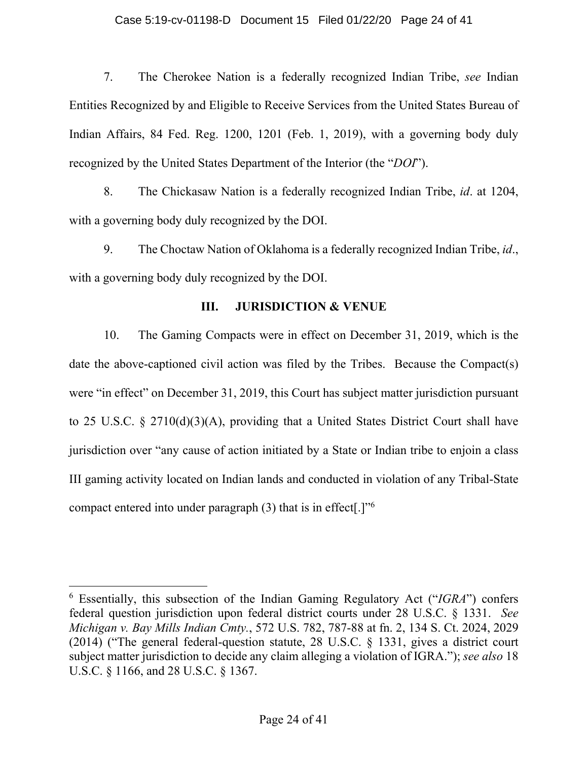7. The Cherokee Nation is a federally recognized Indian Tribe, *see* Indian Entities Recognized by and Eligible to Receive Services from the United States Bureau of Indian Affairs, 84 Fed. Reg. 1200, 1201 (Feb. 1, 2019), with a governing body duly recognized by the United States Department of the Interior (the "*DOI*").

8. The Chickasaw Nation is a federally recognized Indian Tribe, *id*. at 1204, with a governing body duly recognized by the DOI.

9. The Choctaw Nation of Oklahoma is a federally recognized Indian Tribe, *id*., with a governing body duly recognized by the DOI.

### III. JURISDICTION & VENUE

10. The Gaming Compacts were in effect on December 31, 2019, which is the date the above-captioned civil action was filed by the Tribes. Because the Compact(s) were "in effect" on December 31, 2019, this Court has subject matter jurisdiction pursuant to 25 U.S.C. § 2710(d)(3)(A), providing that a United States District Court shall have jurisdiction over "any cause of action initiated by a State or Indian tribe to enjoin a class III gaming activity located on Indian lands and conducted in violation of any Tribal-State compact entered into under paragraph (3) that is in effect[.]"[6]

---

[6] Essentially, this subsection of the Indian Gaming Regulatory Act ("*IGRA*") confers federal question jurisdiction upon federal district courts under 28 U.S.C. § 1331. *See Michigan v. Bay Mills Indian Cmty.*, 572 U.S. 782, 787-88 at fn. 2, 134 S. Ct. 2024, 2029 (2014) ("The general federal-question statute, 28 U.S.C. § 1331, gives a district court subject matter jurisdiction to decide any claim alleging a violation of IGRA."); *see also* 18 U.S.C. § 1166, and 28 U.S.C. § 1367.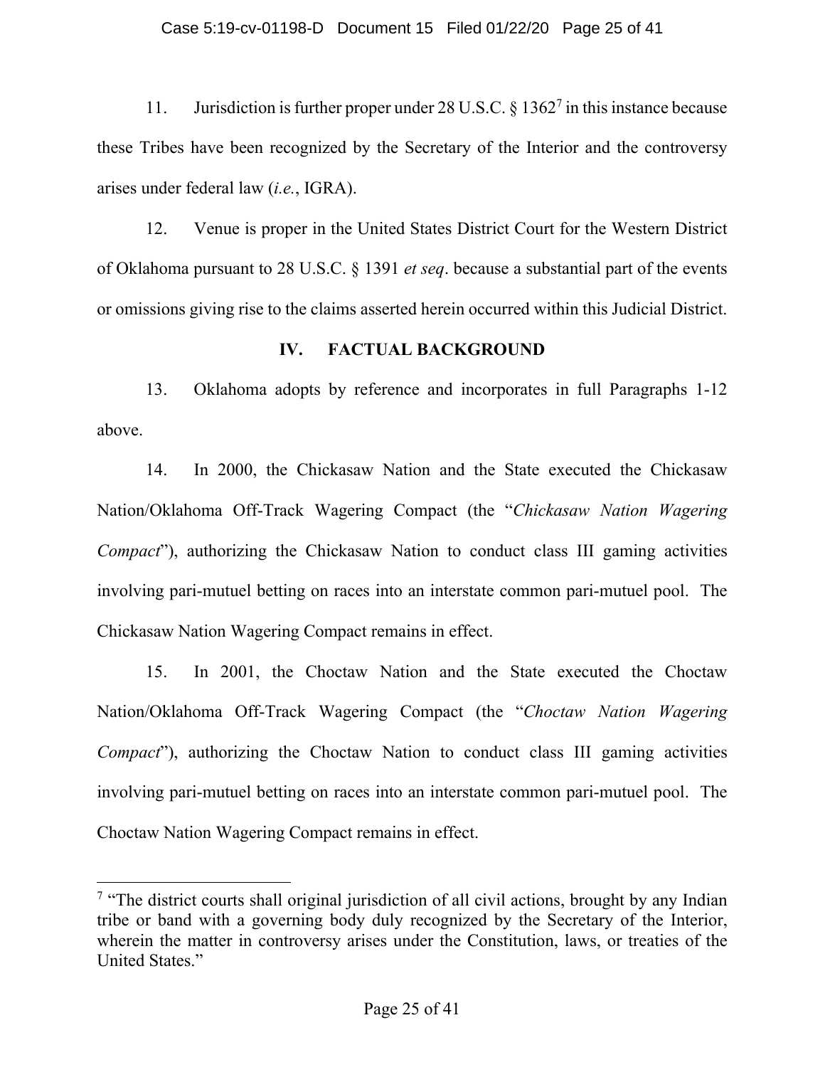11. Jurisdiction is further proper under 28 U.S.C. § 1362[7] in this instance because these Tribes have been recognized by the Secretary of the Interior and the controversy arises under federal law (*i.e.*, IGRA).

12. Venue is proper in the United States District Court for the Western District of Oklahoma pursuant to 28 U.S.C. § 1391 *et seq*. because a substantial part of the events or omissions giving rise to the claims asserted herein occurred within this Judicial District.

## IV. FACTUAL BACKGROUND

13. Oklahoma adopts by reference and incorporates in full Paragraphs 1-12 above.

14. In 2000, the Chickasaw Nation and the State executed the Chickasaw Nation/Oklahoma Off-Track Wagering Compact (the "*Chickasaw Nation Wagering Compact*"), authorizing the Chickasaw Nation to conduct class III gaming activities involving pari-mutuel betting on races into an interstate common pari-mutuel pool. The Chickasaw Nation Wagering Compact remains in effect.

15. In 2001, the Choctaw Nation and the State executed the Choctaw Nation/Oklahoma Off-Track Wagering Compact (the "*Choctaw Nation Wagering Compact*"), authorizing the Choctaw Nation to conduct class III gaming activities involving pari-mutuel betting on races into an interstate common pari-mutuel pool. The Choctaw Nation Wagering Compact remains in effect.

---

[7] "The district courts shall original jurisdiction of all civil actions, brought by any Indian tribe or band with a governing body duly recognized by the Secretary of the Interior, wherein the matter in controversy arises under the Constitution, laws, or treaties of the United States."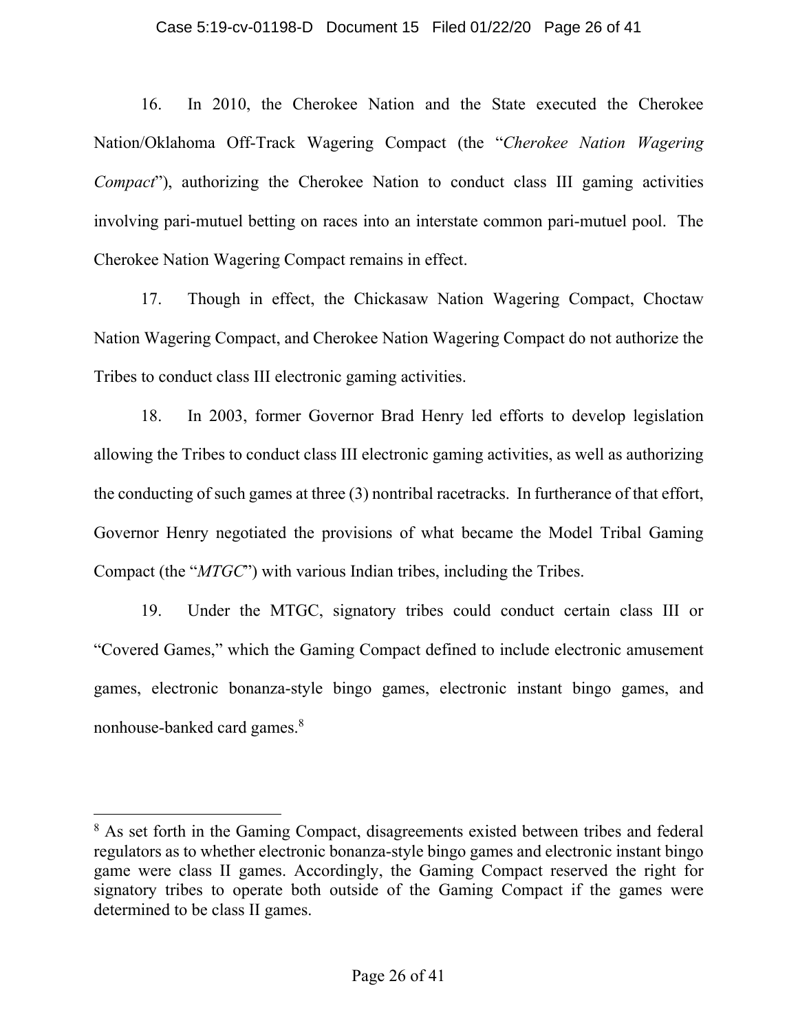16. In 2010, the Cherokee Nation and the State executed the Cherokee Nation/Oklahoma Off-Track Wagering Compact (the "*Cherokee Nation Wagering Compact*"), authorizing the Cherokee Nation to conduct class III gaming activities involving pari-mutuel betting on races into an interstate common pari-mutuel pool. The Cherokee Nation Wagering Compact remains in effect.

17. Though in effect, the Chickasaw Nation Wagering Compact, Choctaw Nation Wagering Compact, and Cherokee Nation Wagering Compact do not authorize the Tribes to conduct class III electronic gaming activities.

18. In 2003, former Governor Brad Henry led efforts to develop legislation allowing the Tribes to conduct class III electronic gaming activities, as well as authorizing the conducting of such games at three (3) nontribal racetracks. In furtherance of that effort, Governor Henry negotiated the provisions of what became the Model Tribal Gaming Compact (the "*MTGC*") with various Indian tribes, including the Tribes.

19. Under the MTGC, signatory tribes could conduct certain class III or "Covered Games," which the Gaming Compact defined to include electronic amusement games, electronic bonanza-style bingo games, electronic instant bingo games, and nonhouse-banked card games.[8]

---

[8] As set forth in the Gaming Compact, disagreements existed between tribes and federal regulators as to whether electronic bonanza-style bingo games and electronic instant bingo game were class II games. Accordingly, the Gaming Compact reserved the right for signatory tribes to operate both outside of the Gaming Compact if the games were determined to be class II games.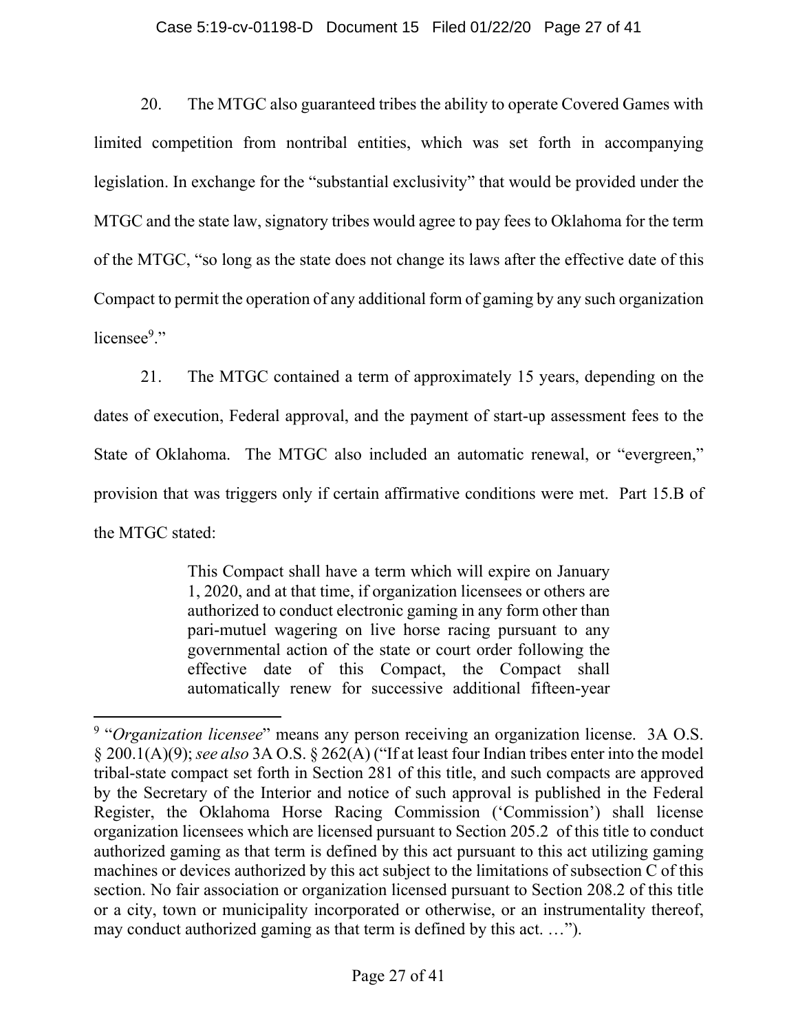20. The MTGC also guaranteed tribes the ability to operate Covered Games with limited competition from nontribal entities, which was set forth in accompanying legislation. In exchange for the "substantial exclusivity" that would be provided under the MTGC and the state law, signatory tribes would agree to pay fees to Oklahoma for the term of the MTGC, "so long as the state does not change its laws after the effective date of this Compact to permit the operation of any additional form of gaming by any such organization licensee[9]."

21. The MTGC contained a term of approximately 15 years, depending on the dates of execution, Federal approval, and the payment of start-up assessment fees to the State of Oklahoma. The MTGC also included an automatic renewal, or "evergreen," provision that was triggers only if certain affirmative conditions were met. Part 15.B of the MTGC stated:

> This Compact shall have a term which will expire on January 1, 2020, and at that time, if organization licensees or others are authorized to conduct electronic gaming in any form other than pari-mutuel wagering on live horse racing pursuant to any governmental action of the state or court order following the effective date of this Compact, the Compact shall automatically renew for successive additional fifteen-year

---

[9] "*Organization licensee*" means any person receiving an organization license. 3A O.S. § 200.1(A)(9); *see also* 3A O.S. § 262(A) ("If at least four Indian tribes enter into the model tribal-state compact set forth in Section 281 of this title, and such compacts are approved by the Secretary of the Interior and notice of such approval is published in the Federal Register, the Oklahoma Horse Racing Commission ('Commission') shall license organization licensees which are licensed pursuant to Section 205.2 of this title to conduct authorized gaming as that term is defined by this act pursuant to this act utilizing gaming machines or devices authorized by this act subject to the limitations of subsection C of this section. No fair association or organization licensed pursuant to Section 208.2 of this title or a city, town or municipality incorporated or otherwise, or an instrumentality thereof, may conduct authorized gaming as that term is defined by this act. …").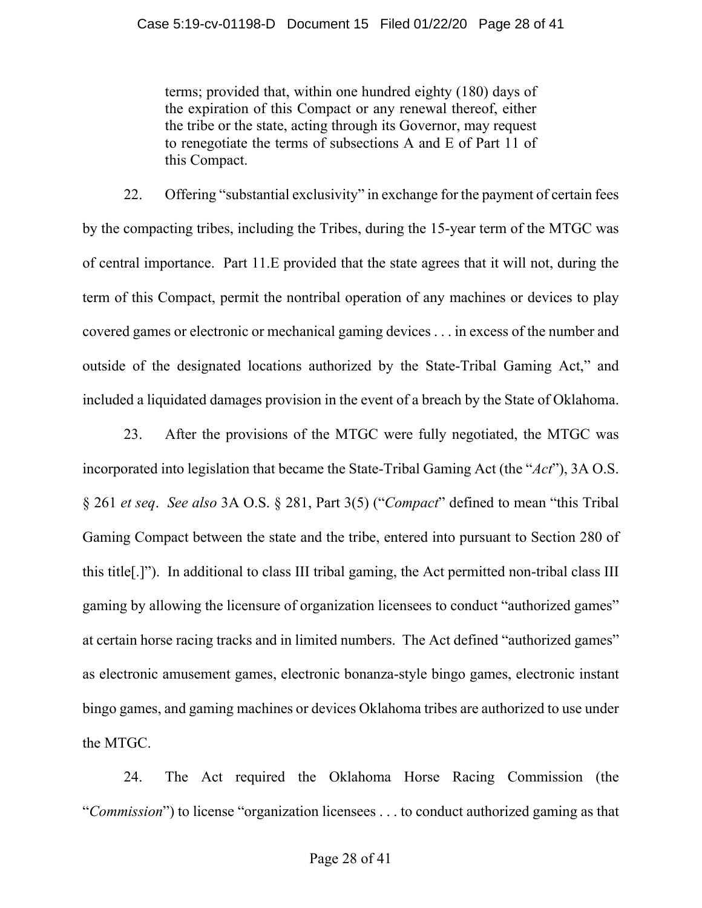> terms; provided that, within one hundred eighty (180) days of the expiration of this Compact or any renewal thereof, either the tribe or the state, acting through its Governor, may request to renegotiate the terms of subsections A and E of Part 11 of this Compact.

22. Offering "substantial exclusivity" in exchange for the payment of certain fees by the compacting tribes, including the Tribes, during the 15-year term of the MTGC was of central importance. Part 11.E provided that the state agrees that it will not, during the term of this Compact, permit the nontribal operation of any machines or devices to play covered games or electronic or mechanical gaming devices . . . in excess of the number and outside of the designated locations authorized by the State-Tribal Gaming Act," and included a liquidated damages provision in the event of a breach by the State of Oklahoma.

23. After the provisions of the MTGC were fully negotiated, the MTGC was incorporated into legislation that became the State-Tribal Gaming Act (the "*Act*"), 3A O.S. § 261 *et seq*. *See also* 3A O.S. § 281, Part 3(5) ("*Compact*" defined to mean "this Tribal Gaming Compact between the state and the tribe, entered into pursuant to Section 280 of this title[.]"). In additional to class III tribal gaming, the Act permitted non-tribal class III gaming by allowing the licensure of organization licensees to conduct "authorized games" at certain horse racing tracks and in limited numbers. The Act defined "authorized games" as electronic amusement games, electronic bonanza-style bingo games, electronic instant bingo games, and gaming machines or devices Oklahoma tribes are authorized to use under the MTGC.

24. The Act required the Oklahoma Horse Racing Commission (the "*Commission*") to license "organization licensees . . . to conduct authorized gaming as that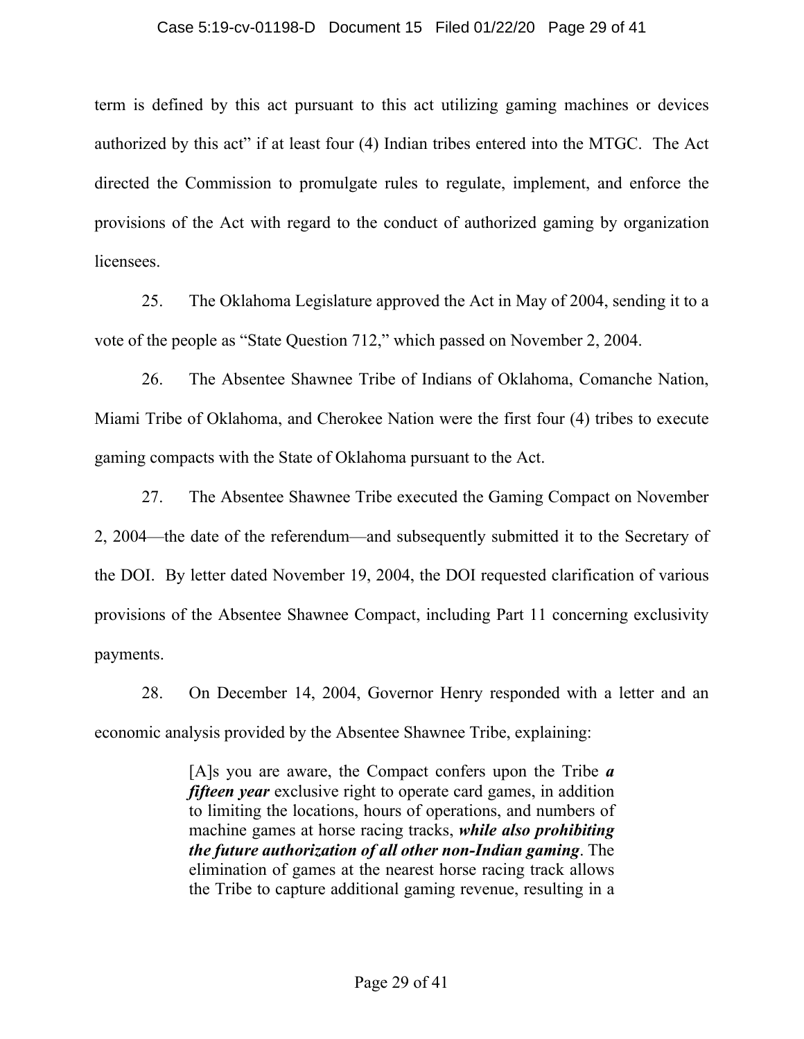term is defined by this act pursuant to this act utilizing gaming machines or devices authorized by this act" if at least four (4) Indian tribes entered into the MTGC. The Act directed the Commission to promulgate rules to regulate, implement, and enforce the provisions of the Act with regard to the conduct of authorized gaming by organization licensees.

25. The Oklahoma Legislature approved the Act in May of 2004, sending it to a vote of the people as "State Question 712," which passed on November 2, 2004.

26. The Absentee Shawnee Tribe of Indians of Oklahoma, Comanche Nation, Miami Tribe of Oklahoma, and Cherokee Nation were the first four (4) tribes to execute gaming compacts with the State of Oklahoma pursuant to the Act.

27. The Absentee Shawnee Tribe executed the Gaming Compact on November 2, 2004—the date of the referendum—and subsequently submitted it to the Secretary of the DOI. By letter dated November 19, 2004, the DOI requested clarification of various provisions of the Absentee Shawnee Compact, including Part 11 concerning exclusivity payments.

28. On December 14, 2004, Governor Henry responded with a letter and an economic analysis provided by the Absentee Shawnee Tribe, explaining:

> [A]s you are aware, the Compact confers upon the Tribe ***a fifteen year*** exclusive right to operate card games, in addition to limiting the locations, hours of operations, and numbers of machine games at horse racing tracks, ***while also prohibiting the future authorization of all other non-Indian gaming***. The elimination of games at the nearest horse racing track allows the Tribe to capture additional gaming revenue, resulting in a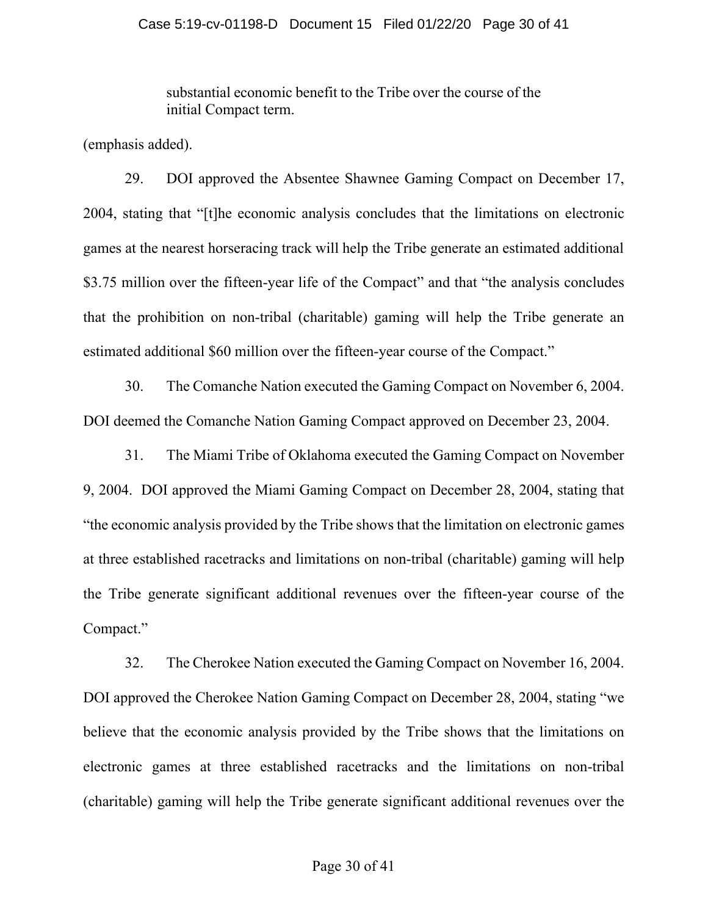> substantial economic benefit to the Tribe over the course of the initial Compact term.

(emphasis added).

29. DOI approved the Absentee Shawnee Gaming Compact on December 17, 2004, stating that "[t]he economic analysis concludes that the limitations on electronic games at the nearest horseracing track will help the Tribe generate an estimated additional $3.75 million over the fifteen-year life of the Compact" and that "the analysis concludes that the prohibition on non-tribal (charitable) gaming will help the Tribe generate an estimated additional $60 million over the fifteen-year course of the Compact."

30. The Comanche Nation executed the Gaming Compact on November 6, 2004. DOI deemed the Comanche Nation Gaming Compact approved on December 23, 2004.

31. The Miami Tribe of Oklahoma executed the Gaming Compact on November 9, 2004. DOI approved the Miami Gaming Compact on December 28, 2004, stating that "the economic analysis provided by the Tribe shows that the limitation on electronic games at three established racetracks and limitations on non-tribal (charitable) gaming will help the Tribe generate significant additional revenues over the fifteen-year course of the Compact."

32. The Cherokee Nation executed the Gaming Compact on November 16, 2004. DOI approved the Cherokee Nation Gaming Compact on December 28, 2004, stating "we believe that the economic analysis provided by the Tribe shows that the limitations on electronic games at three established racetracks and the limitations on non-tribal (charitable) gaming will help the Tribe generate significant additional revenues over the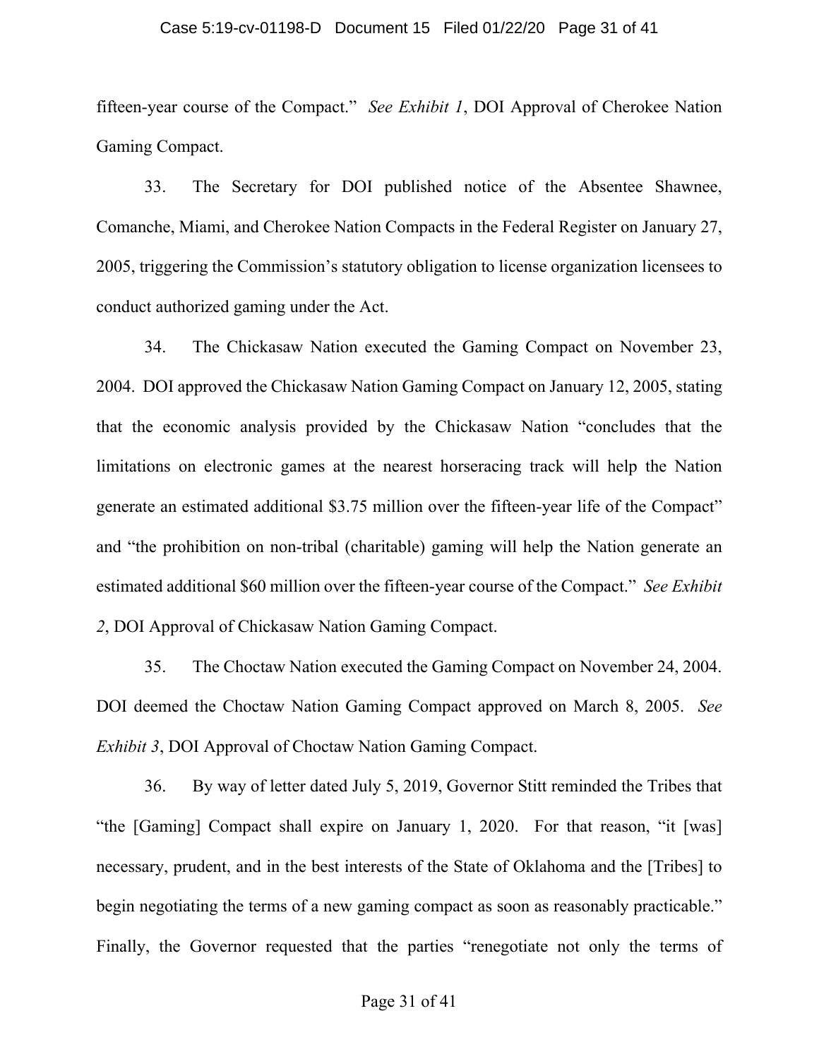fifteen-year course of the Compact." *See Exhibit 1*, DOI Approval of Cherokee Nation Gaming Compact.

33. The Secretary for DOI published notice of the Absentee Shawnee, Comanche, Miami, and Cherokee Nation Compacts in the Federal Register on January 27, 2005, triggering the Commission's statutory obligation to license organization licensees to conduct authorized gaming under the Act.

34. The Chickasaw Nation executed the Gaming Compact on November 23, 2004. DOI approved the Chickasaw Nation Gaming Compact on January 12, 2005, stating that the economic analysis provided by the Chickasaw Nation "concludes that the limitations on electronic games at the nearest horseracing track will help the Nation generate an estimated additional $3.75 million over the fifteen-year life of the Compact" and "the prohibition on non-tribal (charitable) gaming will help the Nation generate an estimated additional $60 million over the fifteen-year course of the Compact." *See Exhibit 2*, DOI Approval of Chickasaw Nation Gaming Compact.

35. The Choctaw Nation executed the Gaming Compact on November 24, 2004. DOI deemed the Choctaw Nation Gaming Compact approved on March 8, 2005. *See Exhibit 3*, DOI Approval of Choctaw Nation Gaming Compact.

36. By way of letter dated July 5, 2019, Governor Stitt reminded the Tribes that "the [Gaming] Compact shall expire on January 1, 2020. For that reason, "it [was] necessary, prudent, and in the best interests of the State of Oklahoma and the [Tribes] to begin negotiating the terms of a new gaming compact as soon as reasonably practicable." Finally, the Governor requested that the parties "renegotiate not only the terms of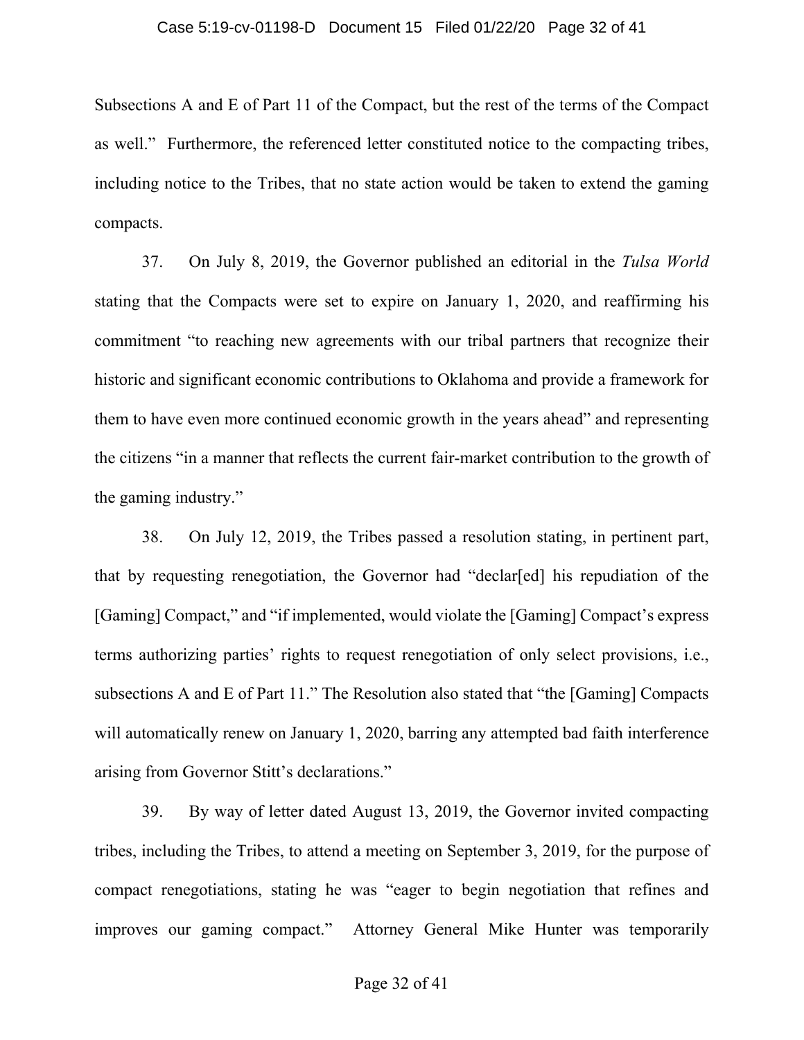Subsections A and E of Part 11 of the Compact, but the rest of the terms of the Compact as well." Furthermore, the referenced letter constituted notice to the compacting tribes, including notice to the Tribes, that no state action would be taken to extend the gaming compacts.

37. On July 8, 2019, the Governor published an editorial in the *Tulsa World* stating that the Compacts were set to expire on January 1, 2020, and reaffirming his commitment "to reaching new agreements with our tribal partners that recognize their historic and significant economic contributions to Oklahoma and provide a framework for them to have even more continued economic growth in the years ahead" and representing the citizens "in a manner that reflects the current fair-market contribution to the growth of the gaming industry."

38. On July 12, 2019, the Tribes passed a resolution stating, in pertinent part, that by requesting renegotiation, the Governor had "declar[ed] his repudiation of the [Gaming] Compact," and "if implemented, would violate the [Gaming] Compact's express terms authorizing parties' rights to request renegotiation of only select provisions, i.e., subsections A and E of Part 11." The Resolution also stated that "the [Gaming] Compacts will automatically renew on January 1, 2020, barring any attempted bad faith interference arising from Governor Stitt's declarations."

39. By way of letter dated August 13, 2019, the Governor invited compacting tribes, including the Tribes, to attend a meeting on September 3, 2019, for the purpose of compact renegotiations, stating he was "eager to begin negotiation that refines and improves our gaming compact." Attorney General Mike Hunter was temporarily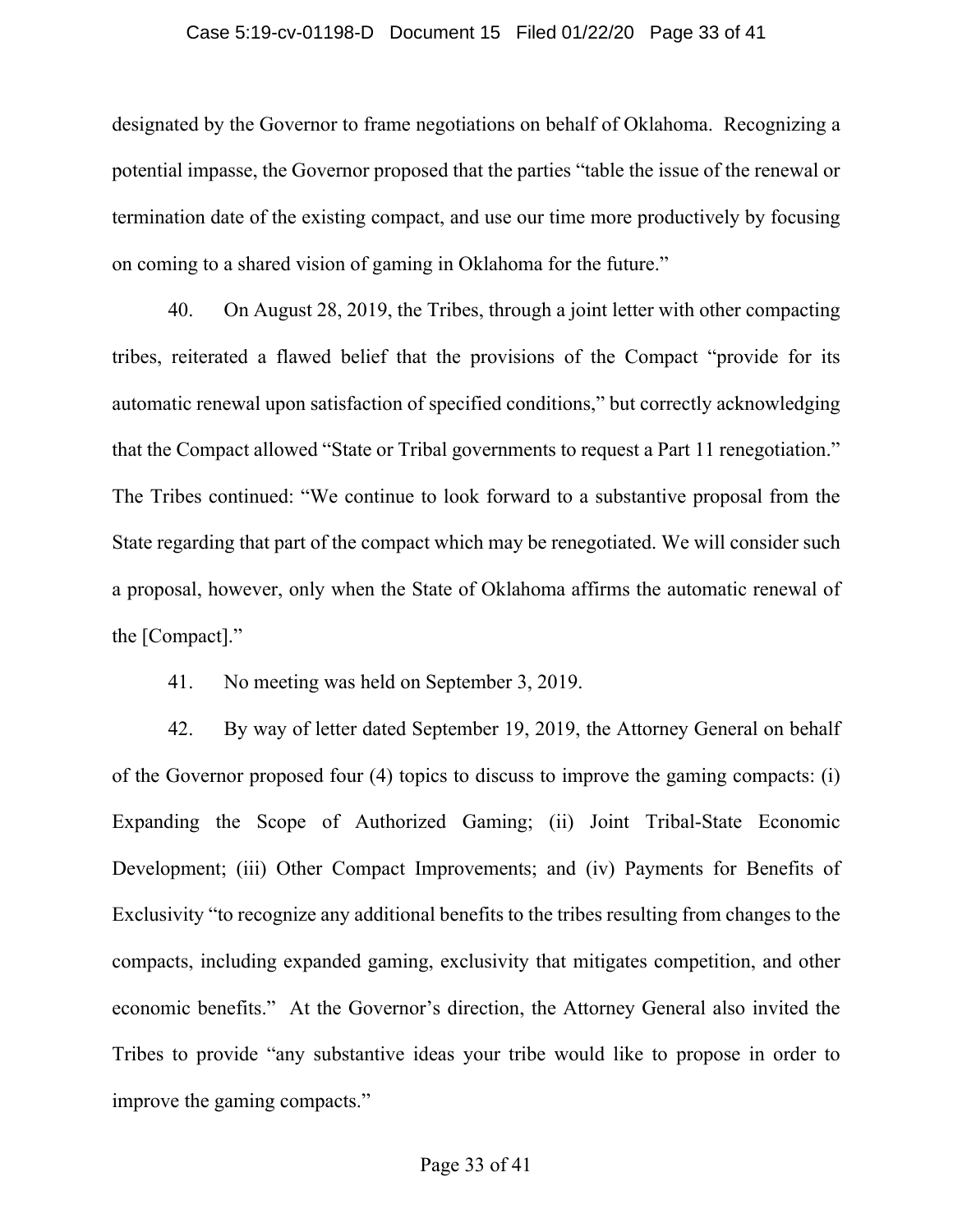designated by the Governor to frame negotiations on behalf of Oklahoma. Recognizing a potential impasse, the Governor proposed that the parties "table the issue of the renewal or termination date of the existing compact, and use our time more productively by focusing on coming to a shared vision of gaming in Oklahoma for the future."

40. On August 28, 2019, the Tribes, through a joint letter with other compacting tribes, reiterated a flawed belief that the provisions of the Compact "provide for its automatic renewal upon satisfaction of specified conditions," but correctly acknowledging that the Compact allowed "State or Tribal governments to request a Part 11 renegotiation." The Tribes continued: "We continue to look forward to a substantive proposal from the State regarding that part of the compact which may be renegotiated. We will consider such a proposal, however, only when the State of Oklahoma affirms the automatic renewal of the [Compact]."

41. No meeting was held on September 3, 2019.

42. By way of letter dated September 19, 2019, the Attorney General on behalf of the Governor proposed four (4) topics to discuss to improve the gaming compacts: (i) Expanding the Scope of Authorized Gaming; (ii) Joint Tribal-State Economic Development; (iii) Other Compact Improvements; and (iv) Payments for Benefits of Exclusivity "to recognize any additional benefits to the tribes resulting from changes to the compacts, including expanded gaming, exclusivity that mitigates competition, and other economic benefits." At the Governor's direction, the Attorney General also invited the Tribes to provide "any substantive ideas your tribe would like to propose in order to improve the gaming compacts."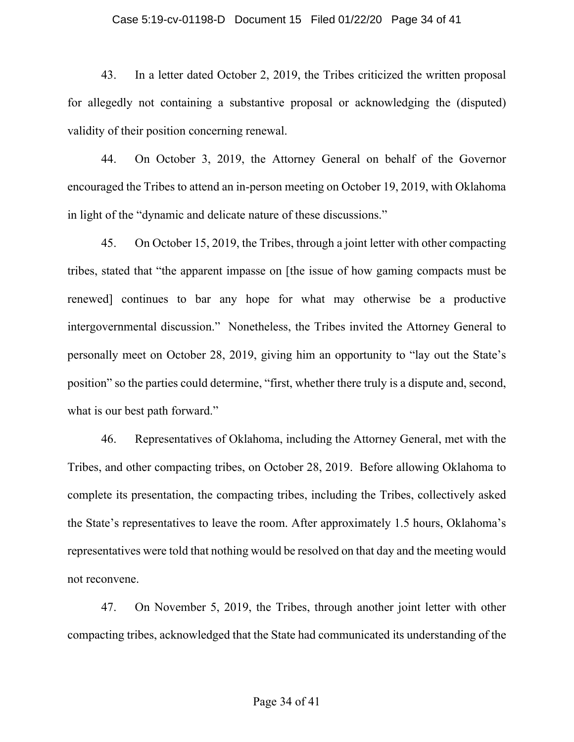43. In a letter dated October 2, 2019, the Tribes criticized the written proposal for allegedly not containing a substantive proposal or acknowledging the (disputed) validity of their position concerning renewal.

44. On October 3, 2019, the Attorney General on behalf of the Governor encouraged the Tribes to attend an in-person meeting on October 19, 2019, with Oklahoma in light of the "dynamic and delicate nature of these discussions."

45. On October 15, 2019, the Tribes, through a joint letter with other compacting tribes, stated that "the apparent impasse on [the issue of how gaming compacts must be renewed] continues to bar any hope for what may otherwise be a productive intergovernmental discussion." Nonetheless, the Tribes invited the Attorney General to personally meet on October 28, 2019, giving him an opportunity to "lay out the State's position" so the parties could determine, "first, whether there truly is a dispute and, second, what is our best path forward."

46. Representatives of Oklahoma, including the Attorney General, met with the Tribes, and other compacting tribes, on October 28, 2019. Before allowing Oklahoma to complete its presentation, the compacting tribes, including the Tribes, collectively asked the State's representatives to leave the room. After approximately 1.5 hours, Oklahoma's representatives were told that nothing would be resolved on that day and the meeting would not reconvene.

47. On November 5, 2019, the Tribes, through another joint letter with other compacting tribes, acknowledged that the State had communicated its understanding of the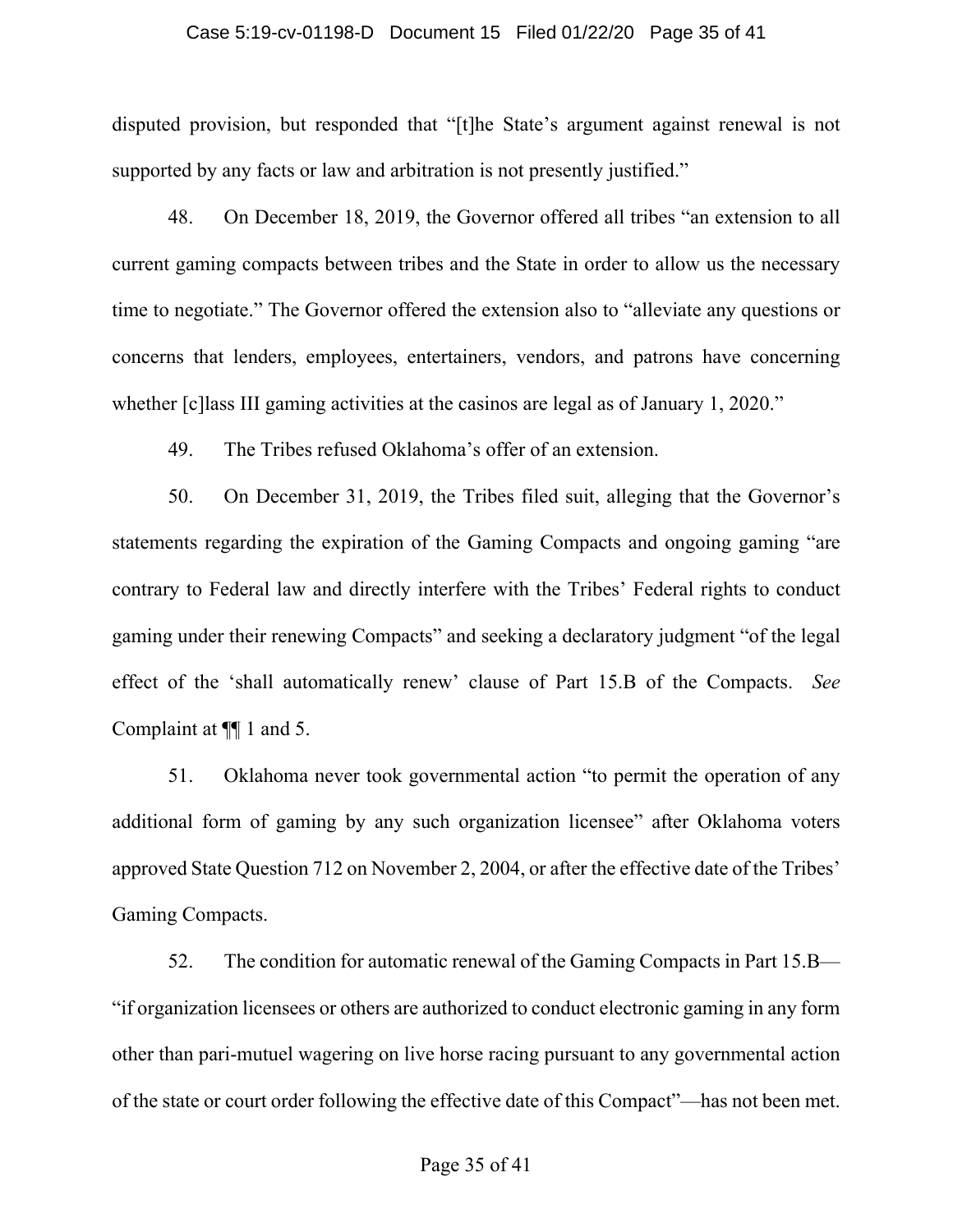disputed provision, but responded that "[t]he State's argument against renewal is not supported by any facts or law and arbitration is not presently justified."

48. On December 18, 2019, the Governor offered all tribes "an extension to all current gaming compacts between tribes and the State in order to allow us the necessary time to negotiate." The Governor offered the extension also to "alleviate any questions or concerns that lenders, employees, entertainers, vendors, and patrons have concerning whether [c]lass III gaming activities at the casinos are legal as of January 1, 2020."

49. The Tribes refused Oklahoma's offer of an extension.

50. On December 31, 2019, the Tribes filed suit, alleging that the Governor's statements regarding the expiration of the Gaming Compacts and ongoing gaming "are contrary to Federal law and directly interfere with the Tribes' Federal rights to conduct gaming under their renewing Compacts" and seeking a declaratory judgment "of the legal effect of the 'shall automatically renew' clause of Part 15.B of the Compacts. *See* Complaint at ¶¶ 1 and 5.

51. Oklahoma never took governmental action "to permit the operation of any additional form of gaming by any such organization licensee" after Oklahoma voters approved State Question 712 on November 2, 2004, or after the effective date of the Tribes' Gaming Compacts.

52. The condition for automatic renewal of the Gaming Compacts in Part 15.B—"if organization licensees or others are authorized to conduct electronic gaming in any form other than pari-mutuel wagering on live horse racing pursuant to any governmental action of the state or court order following the effective date of this Compact"—has not been met.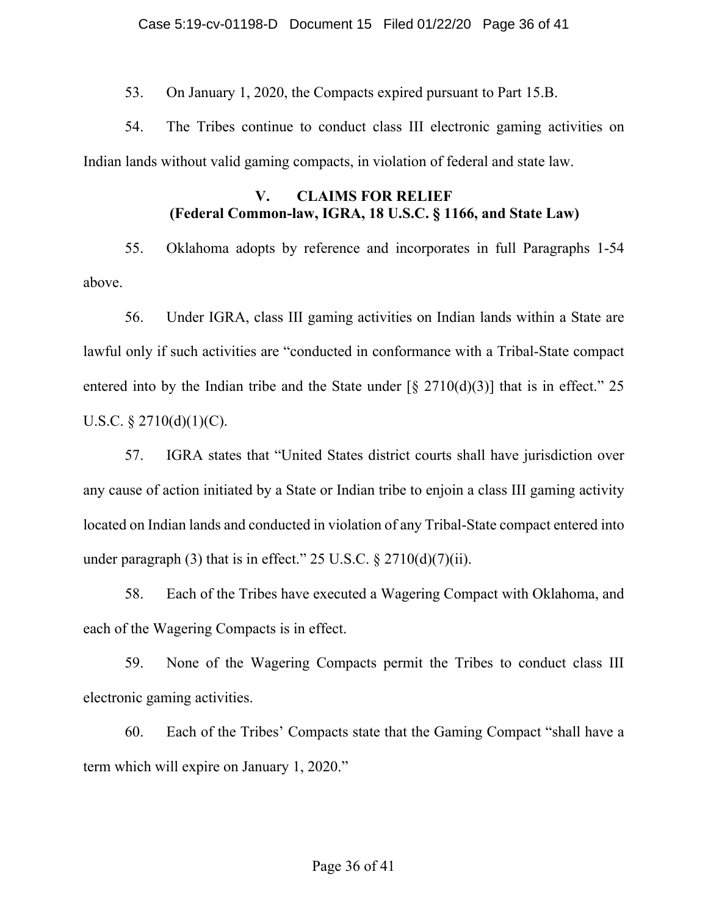53. On January 1, 2020, the Compacts expired pursuant to Part 15.B.

54. The Tribes continue to conduct class III electronic gaming activities on Indian lands without valid gaming compacts, in violation of federal and state law.

## V. CLAIMS FOR RELIEF
## (Federal Common-law, IGRA, 18 U.S.C. § 1166, and State Law)

55. Oklahoma adopts by reference and incorporates in full Paragraphs 1-54 above.

56. Under IGRA, class III gaming activities on Indian lands within a State are lawful only if such activities are "conducted in conformance with a Tribal-State compact entered into by the Indian tribe and the State under [§ 2710(d)(3)] that is in effect." 25 U.S.C. § 2710(d)(1)(C).

57. IGRA states that "United States district courts shall have jurisdiction over any cause of action initiated by a State or Indian tribe to enjoin a class III gaming activity located on Indian lands and conducted in violation of any Tribal-State compact entered into under paragraph (3) that is in effect." 25 U.S.C. § 2710(d)(7)(ii).

58. Each of the Tribes have executed a Wagering Compact with Oklahoma, and each of the Wagering Compacts is in effect.

59. None of the Wagering Compacts permit the Tribes to conduct class III electronic gaming activities.

60. Each of the Tribes' Compacts state that the Gaming Compact "shall have a term which will expire on January 1, 2020."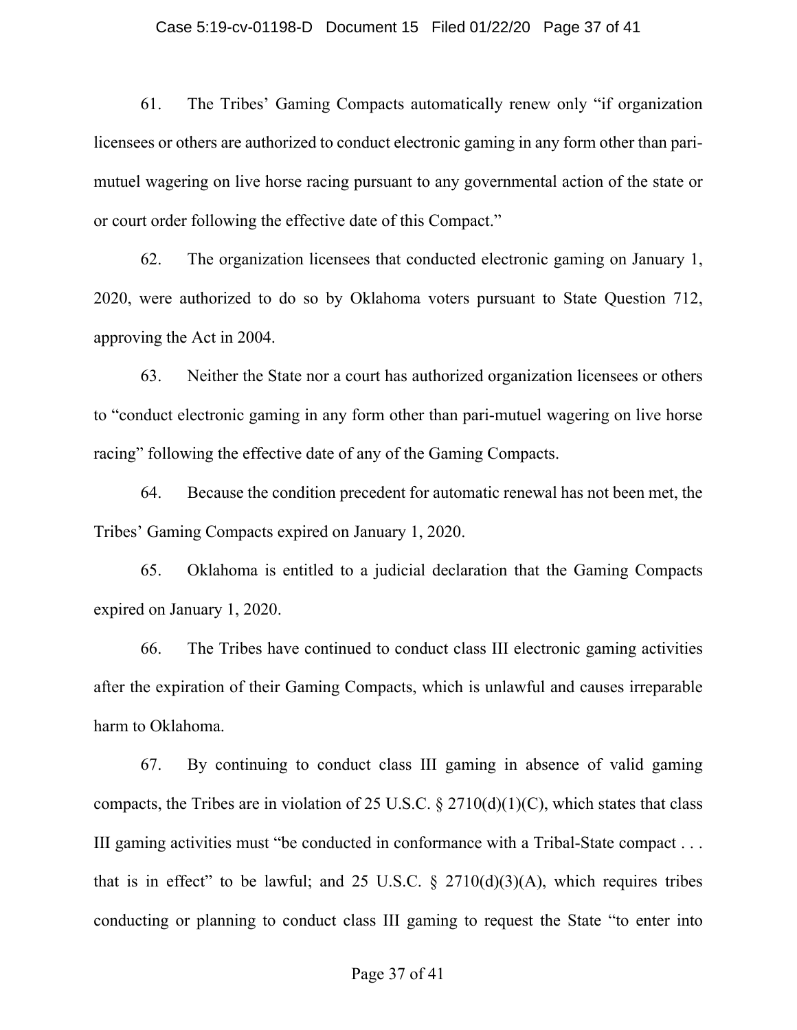61. The Tribes' Gaming Compacts automatically renew only "if organization licensees or others are authorized to conduct electronic gaming in any form other than pari-mutuel wagering on live horse racing pursuant to any governmental action of the state or or court order following the effective date of this Compact."

62. The organization licensees that conducted electronic gaming on January 1, 2020, were authorized to do so by Oklahoma voters pursuant to State Question 712, approving the Act in 2004.

63. Neither the State nor a court has authorized organization licensees or others to "conduct electronic gaming in any form other than pari-mutuel wagering on live horse racing" following the effective date of any of the Gaming Compacts.

64. Because the condition precedent for automatic renewal has not been met, the Tribes' Gaming Compacts expired on January 1, 2020.

65. Oklahoma is entitled to a judicial declaration that the Gaming Compacts expired on January 1, 2020.

66. The Tribes have continued to conduct class III electronic gaming activities after the expiration of their Gaming Compacts, which is unlawful and causes irreparable harm to Oklahoma.

67. By continuing to conduct class III gaming in absence of valid gaming compacts, the Tribes are in violation of 25 U.S.C. § 2710(d)(1)(C), which states that class III gaming activities must "be conducted in conformance with a Tribal-State compact . . . that is in effect" to be lawful; and 25 U.S.C. § 2710(d)(3)(A), which requires tribes conducting or planning to conduct class III gaming to request the State "to enter into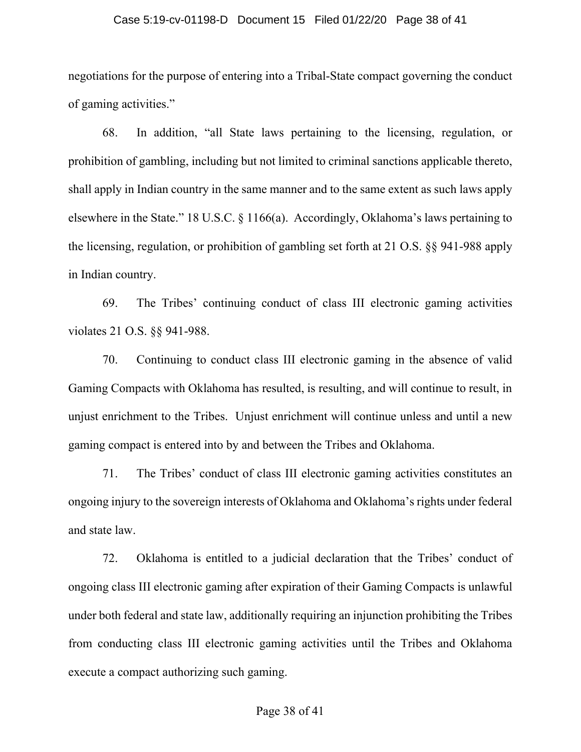negotiations for the purpose of entering into a Tribal-State compact governing the conduct of gaming activities."

68. In addition, "all State laws pertaining to the licensing, regulation, or prohibition of gambling, including but not limited to criminal sanctions applicable thereto, shall apply in Indian country in the same manner and to the same extent as such laws apply elsewhere in the State." 18 U.S.C. § 1166(a). Accordingly, Oklahoma's laws pertaining to the licensing, regulation, or prohibition of gambling set forth at 21 O.S. §§ 941-988 apply in Indian country.

69. The Tribes' continuing conduct of class III electronic gaming activities violates 21 O.S. §§ 941-988.

70. Continuing to conduct class III electronic gaming in the absence of valid Gaming Compacts with Oklahoma has resulted, is resulting, and will continue to result, in unjust enrichment to the Tribes. Unjust enrichment will continue unless and until a new gaming compact is entered into by and between the Tribes and Oklahoma.

71. The Tribes' conduct of class III electronic gaming activities constitutes an ongoing injury to the sovereign interests of Oklahoma and Oklahoma's rights under federal and state law.

72. Oklahoma is entitled to a judicial declaration that the Tribes' conduct of ongoing class III electronic gaming after expiration of their Gaming Compacts is unlawful under both federal and state law, additionally requiring an injunction prohibiting the Tribes from conducting class III electronic gaming activities until the Tribes and Oklahoma execute a compact authorizing such gaming.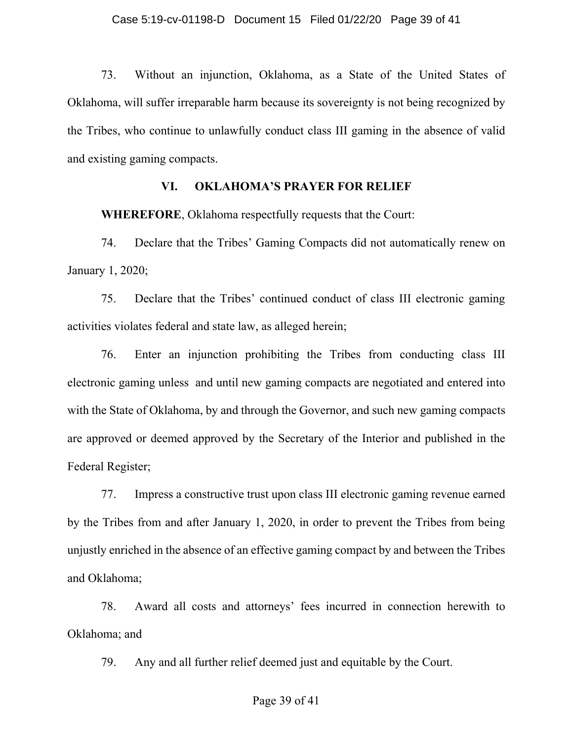73. Without an injunction, Oklahoma, as a State of the United States of Oklahoma, will suffer irreparable harm because its sovereignty is not being recognized by the Tribes, who continue to unlawfully conduct class III gaming in the absence of valid and existing gaming compacts.

## VI. OKLAHOMA'S PRAYER FOR RELIEF

**WHEREFORE**, Oklahoma respectfully requests that the Court:

74. Declare that the Tribes' Gaming Compacts did not automatically renew on January 1, 2020;

75. Declare that the Tribes' continued conduct of class III electronic gaming activities violates federal and state law, as alleged herein;

76. Enter an injunction prohibiting the Tribes from conducting class III electronic gaming unless and until new gaming compacts are negotiated and entered into with the State of Oklahoma, by and through the Governor, and such new gaming compacts are approved or deemed approved by the Secretary of the Interior and published in the Federal Register;

77. Impress a constructive trust upon class III electronic gaming revenue earned by the Tribes from and after January 1, 2020, in order to prevent the Tribes from being unjustly enriched in the absence of an effective gaming compact by and between the Tribes and Oklahoma;

78. Award all costs and attorneys' fees incurred in connection herewith to Oklahoma; and

79. Any and all further relief deemed just and equitable by the Court.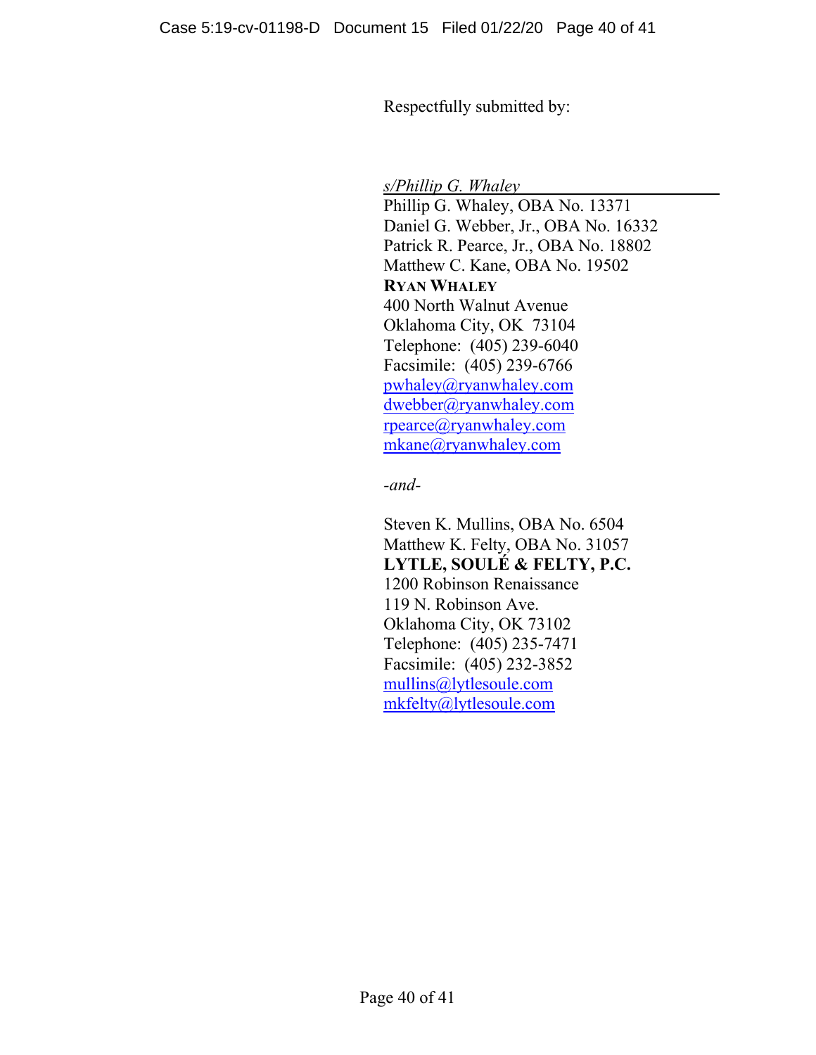Respectfully submitted by:

*s/Phillip G. Whaley*
Phillip G. Whaley, OBA No. 13371
Daniel G. Webber, Jr., OBA No. 16332
Patrick R. Pearce, Jr., OBA No. 18802
Matthew C. Kane, OBA No. 19502
**RYAN WHALEY**
400 North Walnut Avenue
Oklahoma City, OK 73104
Telephone: (405) 239-6040
Facsimile: (405) 239-6766
pwhaley@ryanwhaley.com
dwebber@ryanwhaley.com
rpearce@ryanwhaley.com
mkane@ryanwhaley.com

*-and-*

Steven K. Mullins, OBA No. 6504
Matthew K. Felty, OBA No. 31057
**LYTLE, SOULÉ & FELTY, P.C.**
1200 Robinson Renaissance
119 N. Robinson Ave.
Oklahoma City, OK 73102
Telephone: (405) 235-7471
Facsimile: (405) 232-3852
mullins@lytlesoule.com
mkfelty@lytlesoule.com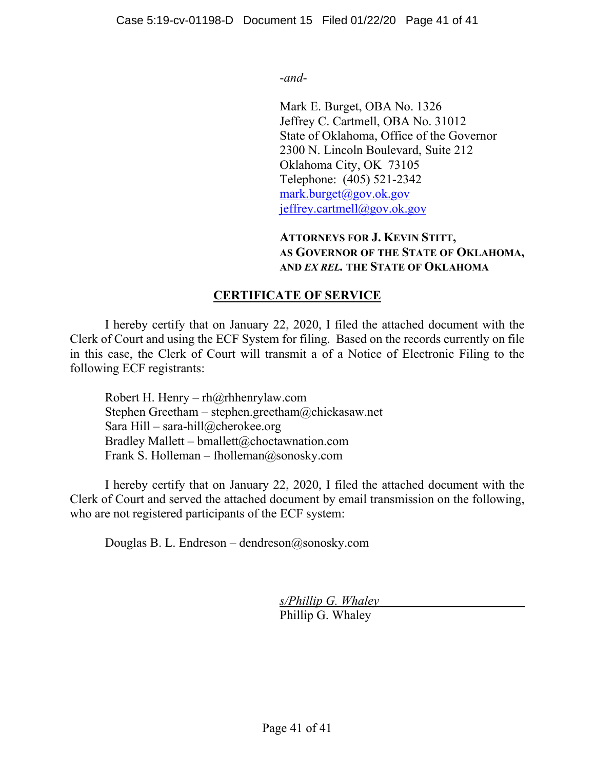*-and-*

Mark E. Burget, OBA No. 1326
Jeffrey C. Cartmell, OBA No. 31012
State of Oklahoma, Office of the Governor
2300 N. Lincoln Boulevard, Suite 212
Oklahoma City, OK 73105
Telephone: (405) 521-2342
mark.burget@gov.ok.gov
jeffrey.cartmell@gov.ok.gov

**ATTORNEYS FOR J. KEVIN STITT, AS GOVERNOR OF THE STATE OF OKLAHOMA, AND *EX REL.* THE STATE OF OKLAHOMA**

**CERTIFICATE OF SERVICE**

I hereby certify that on January 22, 2020, I filed the attached document with the Clerk of Court and using the ECF System for filing. Based on the records currently on file in this case, the Clerk of Court will transmit a of a Notice of Electronic Filing to the following ECF registrants:

Robert H. Henry – rh@rhhenrylaw.com
Stephen Greetham – stephen.greetham@chickasaw.net
Sara Hill – sara-hill@cherokee.org
Bradley Mallett – bmallett@choctawnation.com
Frank S. Holleman – fholleman@sonosky.com

I hereby certify that on January 22, 2020, I filed the attached document with the Clerk of Court and served the attached document by email transmission on the following, who are not registered participants of the ECF system:

Douglas B. L. Endreson – dendreson@sonosky.com

*s/Phillip G. Whaley*
Phillip G. Whaley